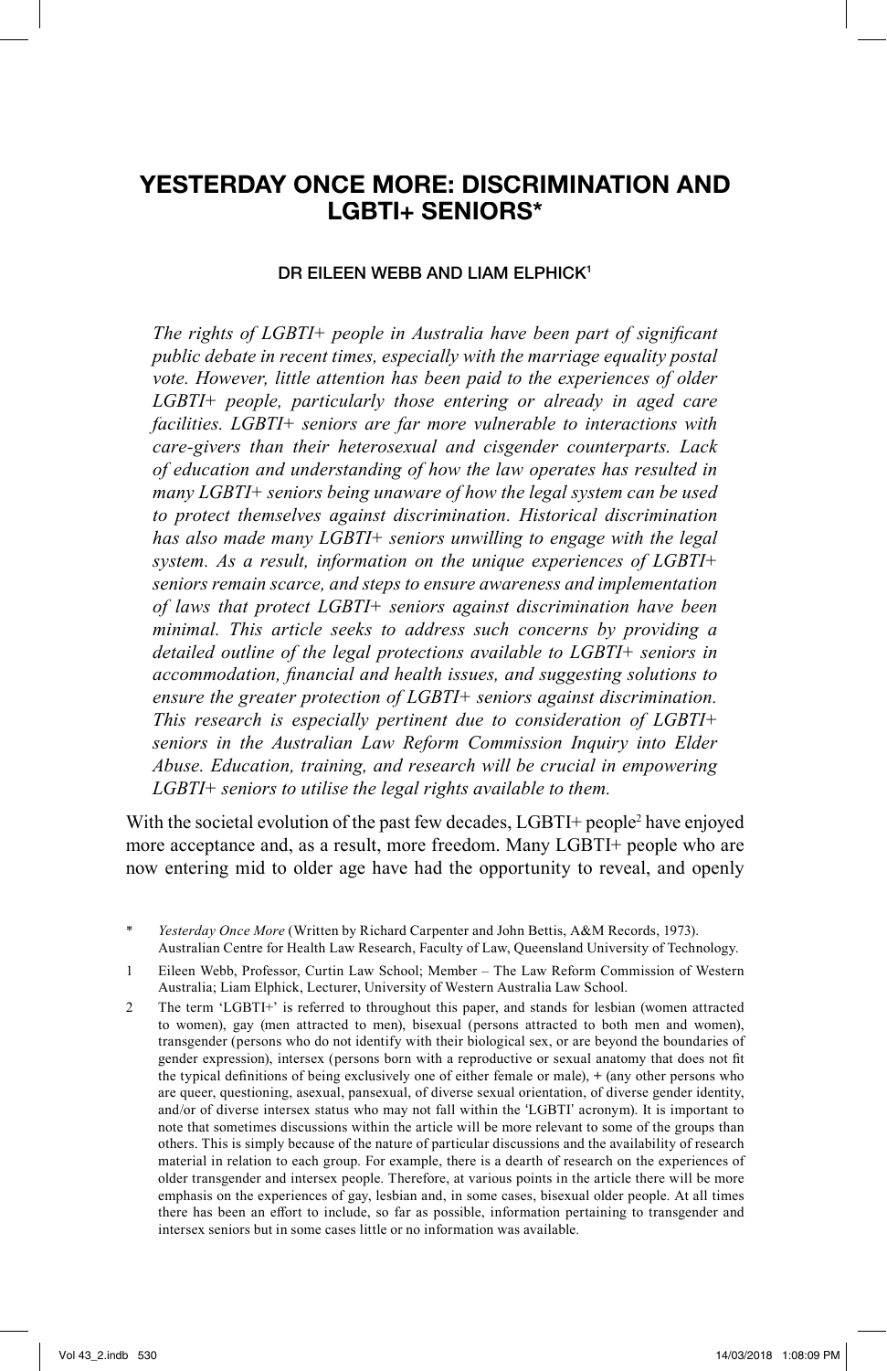# YESTERDAY ONCE MORE: DISCRIMINATION AND LGBTI+ SENIORS*

DR EILEEN WEBB AND LIAM ELPHICK[1]

*The rights of LGBTI+ people in Australia have been part of significant public debate in recent times, especially with the marriage equality postal vote. However, little attention has been paid to the experiences of older LGBTI+ people, particularly those entering or already in aged care facilities. LGBTI+ seniors are far more vulnerable to interactions with care-givers than their heterosexual and cisgender counterparts. Lack of education and understanding of how the law operates has resulted in many LGBTI+ seniors being unaware of how the legal system can be used to protect themselves against discrimination. Historical discrimination has also made many LGBTI+ seniors unwilling to engage with the legal system. As a result, information on the unique experiences of LGBTI+ seniors remain scarce, and steps to ensure awareness and implementation of laws that protect LGBTI+ seniors against discrimination have been minimal. This article seeks to address such concerns by providing a detailed outline of the legal protections available to LGBTI+ seniors in accommodation, financial and health issues, and suggesting solutions to ensure the greater protection of LGBTI+ seniors against discrimination. This research is especially pertinent due to consideration of LGBTI+ seniors in the Australian Law Reform Commission Inquiry into Elder Abuse. Education, training, and research will be crucial in empowering LGBTI+ seniors to utilise the legal rights available to them.*

With the societal evolution of the past few decades, LGBTI+ people[2] have enjoyed more acceptance and, as a result, more freedom. Many LGBTI+ people who are now entering mid to older age have had the opportunity to reveal, and openly

---

\* *Yesterday Once More* (Written by Richard Carpenter and John Bettis, A&M Records, 1973). Australian Centre for Health Law Research, Faculty of Law, Queensland University of Technology.

1 Eileen Webb, Professor, Curtin Law School; Member – The Law Reform Commission of Western Australia; Liam Elphick, Lecturer, University of Western Australia Law School.

2 The term 'LGBTI+' is referred to throughout this paper, and stands for lesbian (women attracted to women), gay (men attracted to men), bisexual (persons attracted to both men and women), transgender (persons who do not identify with their biological sex, or are beyond the boundaries of gender expression), intersex (persons born with a reproductive or sexual anatomy that does not fit the typical definitions of being exclusively one of either female or male), + (any other persons who are queer, questioning, asexual, pansexual, of diverse sexual orientation, of diverse gender identity, and/or of diverse intersex status who may not fall within the 'LGBTI' acronym). It is important to note that sometimes discussions within the article will be more relevant to some of the groups than others. This is simply because of the nature of particular discussions and the availability of research material in relation to each group. For example, there is a dearth of research on the experiences of older transgender and intersex people. Therefore, at various points in the article there will be more emphasis on the experiences of gay, lesbian and, in some cases, bisexual older people. At all times there has been an effort to include, so far as possible, information pertaining to transgender and intersex seniors but in some cases little or no information was available.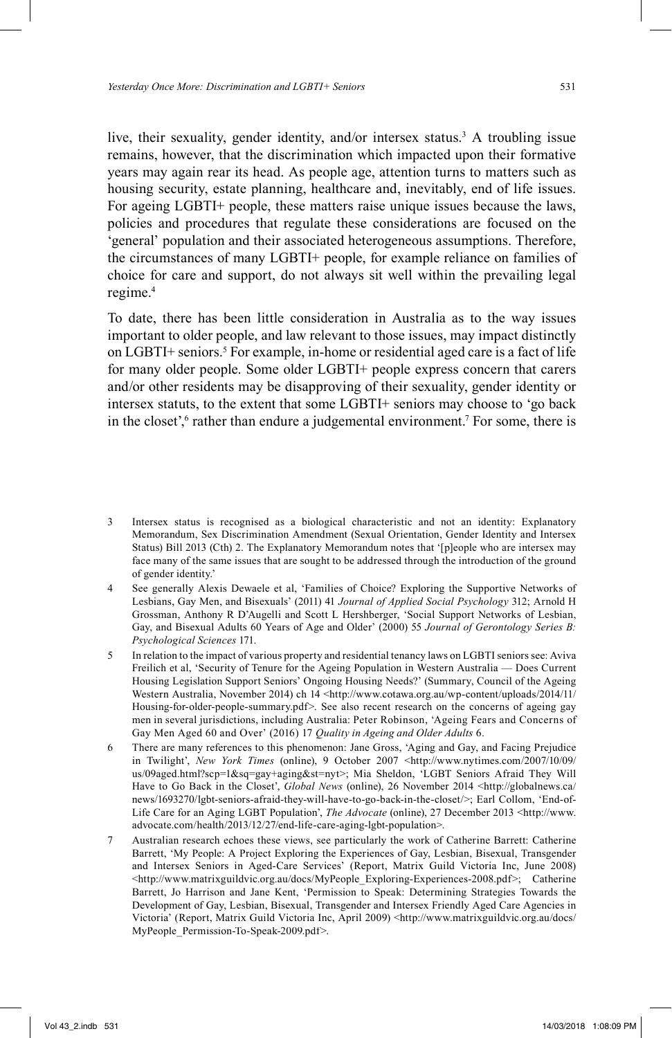live, their sexuality, gender identity, and/or intersex status.[3] A troubling issue remains, however, that the discrimination which impacted upon their formative years may again rear its head. As people age, attention turns to matters such as housing security, estate planning, healthcare and, inevitably, end of life issues. For ageing LGBTI+ people, these matters raise unique issues because the laws, policies and procedures that regulate these considerations are focused on the 'general' population and their associated heterogeneous assumptions. Therefore, the circumstances of many LGBTI+ people, for example reliance on families of choice for care and support, do not always sit well within the prevailing legal regime.[4]

To date, there has been little consideration in Australia as to the way issues important to older people, and law relevant to those issues, may impact distinctly on LGBTI+ seniors.[5] For example, in-home or residential aged care is a fact of life for many older people. Some older LGBTI+ people express concern that carers and/or other residents may be disapproving of their sexuality, gender identity or intersex statuts, to the extent that some LGBTI+ seniors may choose to 'go back in the closet',[6] rather than endure a judgemental environment.[7] For some, there is

---

3 Intersex status is recognised as a biological characteristic and not an identity: Explanatory Memorandum, Sex Discrimination Amendment (Sexual Orientation, Gender Identity and Intersex Status) Bill 2013 (Cth) 2. The Explanatory Memorandum notes that '[p]eople who are intersex may face many of the same issues that are sought to be addressed through the introduction of the ground of gender identity.'

4 See generally Alexis Dewaele et al, 'Families of Choice? Exploring the Supportive Networks of Lesbians, Gay Men, and Bisexuals' (2011) 41 *Journal of Applied Social Psychology* 312; Arnold H Grossman, Anthony R D'Augelli and Scott L Hershberger, 'Social Support Networks of Lesbian, Gay, and Bisexual Adults 60 Years of Age and Older' (2000) 55 *Journal of Gerontology Series B: Psychological Sciences* 171.

5 In relation to the impact of various property and residential tenancy laws on LGBTI seniors see: Aviva Freilich et al, 'Security of Tenure for the Ageing Population in Western Australia — Does Current Housing Legislation Support Seniors' Ongoing Housing Needs?' (Summary, Council of the Ageing Western Australia, November 2014) ch 14 <http://www.cotawa.org.au/wp-content/uploads/2014/11/Housing-for-older-people-summary.pdf>. See also recent research on the concerns of ageing gay men in several jurisdictions, including Australia: Peter Robinson, 'Ageing Fears and Concerns of Gay Men Aged 60 and Over' (2016) 17 *Quality in Ageing and Older Adults* 6.

6 There are many references to this phenomenon: Jane Gross, 'Aging and Gay, and Facing Prejudice in Twilight', *New York Times* (online), 9 October 2007 <http://www.nytimes.com/2007/10/09/us/09aged.html?scp=1&sq=gay+aging&st=nyt>; Mia Sheldon, 'LGBT Seniors Afraid They Will Have to Go Back in the Closet', *Global News* (online), 26 November 2014 <http://globalnews.ca/news/1693270/lgbt-seniors-afraid-they-will-have-to-go-back-in-the-closet/>; Earl Collom, 'End-of-Life Care for an Aging LGBT Population', *The Advocate* (online), 27 December 2013 <http://www.advocate.com/health/2013/12/27/end-life-care-aging-lgbt-population>.

7 Australian research echoes these views, see particularly the work of Catherine Barrett: Catherine Barrett, 'My People: A Project Exploring the Experiences of Gay, Lesbian, Bisexual, Transgender and Intersex Seniors in Aged-Care Services' (Report, Matrix Guild Victoria Inc, June 2008) <http://www.matrixguildvic.org.au/docs/MyPeople_Exploring-Experiences-2008.pdf>; Catherine Barrett, Jo Harrison and Jane Kent, 'Permission to Speak: Determining Strategies Towards the Development of Gay, Lesbian, Bisexual, Transgender and Intersex Friendly Aged Care Agencies in Victoria' (Report, Matrix Guild Victoria Inc, April 2009) <http://www.matrixguildvic.org.au/docs/MyPeople_Permission-To-Speak-2009.pdf>.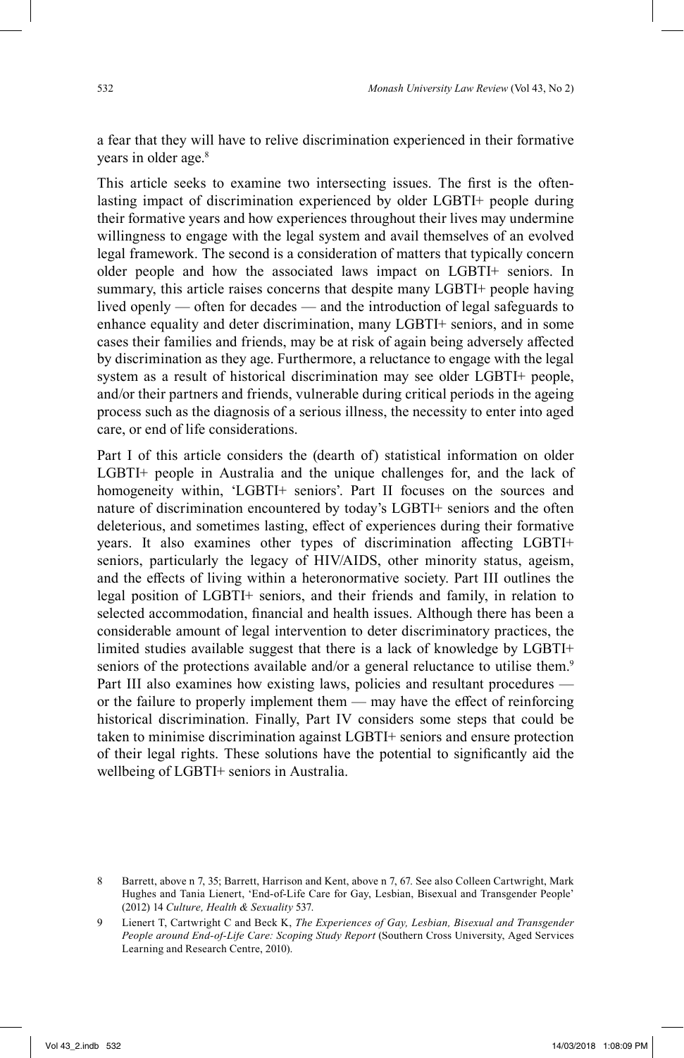a fear that they will have to relive discrimination experienced in their formative years in older age.[8]

This article seeks to examine two intersecting issues. The first is the often-lasting impact of discrimination experienced by older LGBTI+ people during their formative years and how experiences throughout their lives may undermine willingness to engage with the legal system and avail themselves of an evolved legal framework. The second is a consideration of matters that typically concern older people and how the associated laws impact on LGBTI+ seniors. In summary, this article raises concerns that despite many LGBTI+ people having lived openly — often for decades — and the introduction of legal safeguards to enhance equality and deter discrimination, many LGBTI+ seniors, and in some cases their families and friends, may be at risk of again being adversely affected by discrimination as they age. Furthermore, a reluctance to engage with the legal system as a result of historical discrimination may see older LGBTI+ people, and/or their partners and friends, vulnerable during critical periods in the ageing process such as the diagnosis of a serious illness, the necessity to enter into aged care, or end of life considerations.

Part I of this article considers the (dearth of) statistical information on older LGBTI+ people in Australia and the unique challenges for, and the lack of homogeneity within, 'LGBTI+ seniors'. Part II focuses on the sources and nature of discrimination encountered by today's LGBTI+ seniors and the often deleterious, and sometimes lasting, effect of experiences during their formative years. It also examines other types of discrimination affecting LGBTI+ seniors, particularly the legacy of HIV/AIDS, other minority status, ageism, and the effects of living within a heteronormative society. Part III outlines the legal position of LGBTI+ seniors, and their friends and family, in relation to selected accommodation, financial and health issues. Although there has been a considerable amount of legal intervention to deter discriminatory practices, the limited studies available suggest that there is a lack of knowledge by LGBTI+ seniors of the protections available and/or a general reluctance to utilise them.[9] Part III also examines how existing laws, policies and resultant procedures — or the failure to properly implement them — may have the effect of reinforcing historical discrimination. Finally, Part IV considers some steps that could be taken to minimise discrimination against LGBTI+ seniors and ensure protection of their legal rights. These solutions have the potential to significantly aid the wellbeing of LGBTI+ seniors in Australia.

---

8 Barrett, above n 7, 35; Barrett, Harrison and Kent, above n 7, 67. See also Colleen Cartwright, Mark Hughes and Tania Lienert, 'End-of-Life Care for Gay, Lesbian, Bisexual and Transgender People' (2012) 14 *Culture, Health & Sexuality* 537.

9 Lienert T, Cartwright C and Beck K, *The Experiences of Gay, Lesbian, Bisexual and Transgender People around End-of-Life Care: Scoping Study Report* (Southern Cross University, Aged Services Learning and Research Centre, 2010).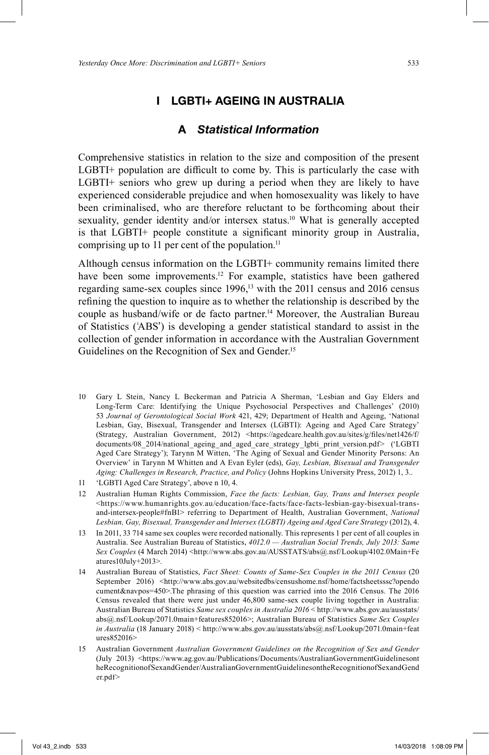# I LGBTI+ AGEING IN AUSTRALIA

## A *Statistical Information*

Comprehensive statistics in relation to the size and composition of the present LGBTI+ population are difficult to come by. This is particularly the case with LGBTI+ seniors who grew up during a period when they are likely to have experienced considerable prejudice and when homosexuality was likely to have been criminalised, who are therefore reluctant to be forthcoming about their sexuality, gender identity and/or intersex status.[10] What is generally accepted is that LGBTI+ people constitute a significant minority group in Australia, comprising up to 11 per cent of the population.[11]

Although census information on the LGBTI+ community remains limited there have been some improvements.[12] For example, statistics have been gathered regarding same-sex couples since 1996,[13] with the 2011 census and 2016 census refining the question to inquire as to whether the relationship is described by the couple as husband/wife or de facto partner.[14] Moreover, the Australian Bureau of Statistics ('ABS') is developing a gender statistical standard to assist in the collection of gender information in accordance with the Australian Government Guidelines on the Recognition of Sex and Gender.[15]

10 Gary L Stein, Nancy L Beckerman and Patricia A Sherman, 'Lesbian and Gay Elders and Long-Term Care: Identifying the Unique Psychosocial Perspectives and Challenges' (2010) 53 *Journal of Gerontological Social Work* 421, 429; Department of Health and Ageing, 'National Lesbian, Gay, Bisexual, Transgender and Intersex (LGBTI): Ageing and Aged Care Strategy' (Strategy, Australian Government, 2012) <https://agedcare.health.gov.au/sites/g/files/net1426/f/documents/08_2014/national_ageing_and_aged_care_strategy_lgbti_print_version.pdf> ('LGBTI Aged Care Strategy'); Tarynn M Witten, 'The Aging of Sexual and Gender Minority Persons: An Overview' in Tarynn M Whitten and A Evan Eyler (eds), *Gay, Lesbian, Bisexual and Transgender Aging: Challenges in Research, Practice, and Policy* (Johns Hopkins University Press, 2012) 1, 3..

11 'LGBTI Aged Care Strategy', above n 10, 4.

12 Australian Human Rights Commission, *Face the facts: Lesbian, Gay, Trans and Intersex people* <https://www.humanrights.gov.au/education/face-facts/face-facts-lesbian-gay-bisexual-trans-and-intersex-people#fnB1> referring to Department of Health, Australian Government, *National Lesbian, Gay, Bisexual, Transgender and Intersex (LGBTI) Ageing and Aged Care Strategy* (2012), 4.

13 In 2011, 33 714 same sex couples were recorded nationally. This represents 1 per cent of all couples in Australia. See Australian Bureau of Statistics, *4012.0 — Australian Social Trends, July 2013: Same Sex Couples* (4 March 2014) <http://www.abs.gov.au/AUSSTATS/abs@.nsf/Lookup/4102.0Main+Features10July+2013>.

14 Australian Bureau of Statistics, *Fact Sheet: Counts of Same-Sex Couples in the 2011 Census* (20 September 2016) <http://www.abs.gov.au/websitedbs/censushome.nsf/home/factsheetsssc?opendocument&navpos=450>.The phrasing of this question was carried into the 2016 Census. The 2016 Census revealed that there were just under 46,800 same-sex couple living together in Australia: Australian Bureau of Statistics *Same sex couples in Australia 2016* < http://www.abs.gov.au/ausstats/abs@.nsf/Lookup/2071.0main+features852016>; Australian Bureau of Statistics *Same Sex Couples in Australia* (18 January 2018) < http://www.abs.gov.au/ausstats/abs@.nsf/Lookup/2071.0main+features852016>

15 Australian Government *Australian Government Guidelines on the Recognition of Sex and Gender* (July 2013) <https://www.ag.gov.au/Publications/Documents/AustralianGovernmentGuidelinesontheRecognitionofSexandGender/AustralianGovernmentGuidelinesontheRecognitionofSexandGender.pdf>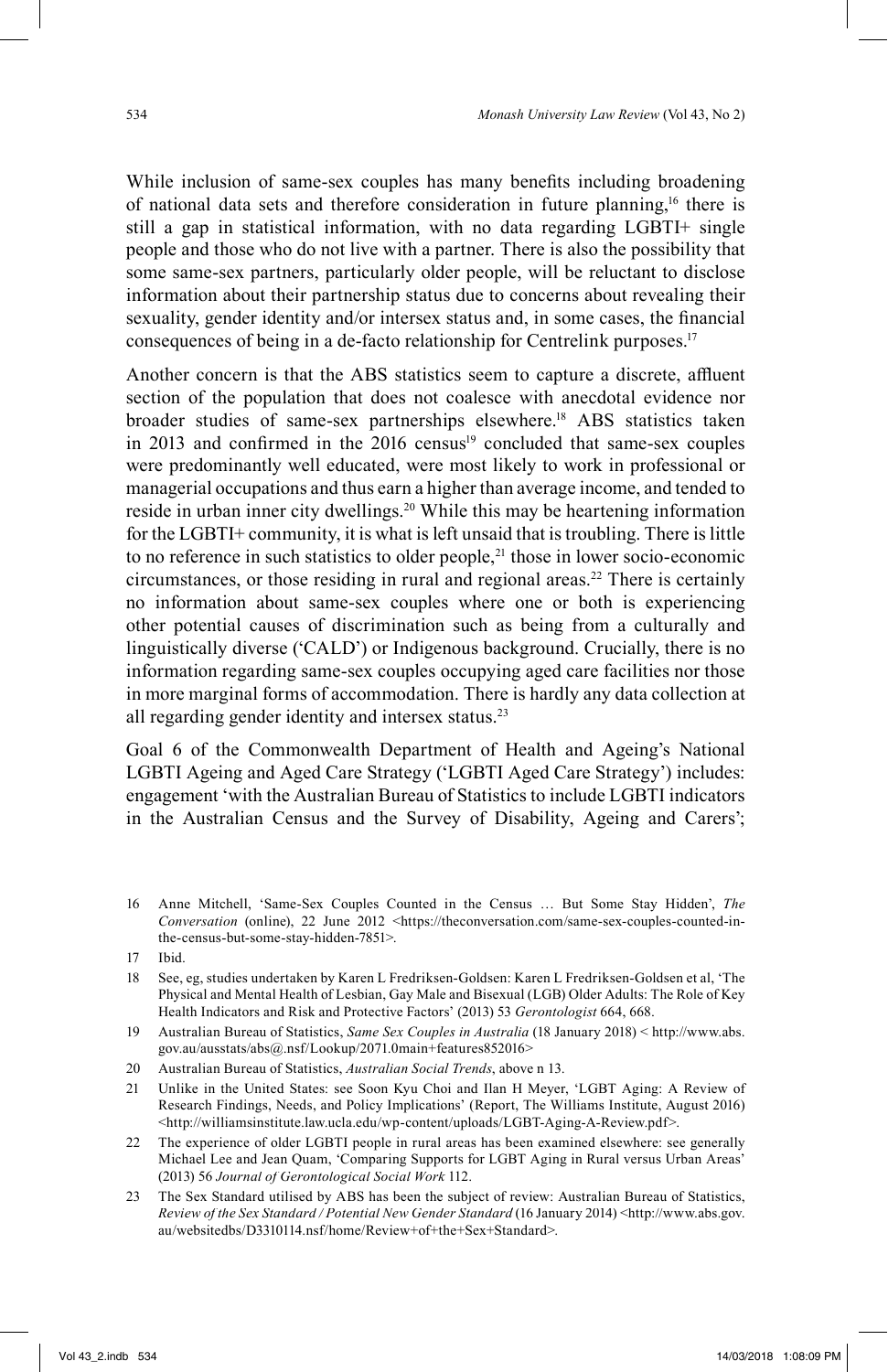While inclusion of same-sex couples has many benefits including broadening of national data sets and therefore consideration in future planning,[16] there is still a gap in statistical information, with no data regarding LGBTI+ single people and those who do not live with a partner. There is also the possibility that some same-sex partners, particularly older people, will be reluctant to disclose information about their partnership status due to concerns about revealing their sexuality, gender identity and/or intersex status and, in some cases, the financial consequences of being in a de-facto relationship for Centrelink purposes.[17]

Another concern is that the ABS statistics seem to capture a discrete, affluent section of the population that does not coalesce with anecdotal evidence nor broader studies of same-sex partnerships elsewhere.[18] ABS statistics taken in 2013 and confirmed in the 2016 census[19] concluded that same-sex couples were predominantly well educated, were most likely to work in professional or managerial occupations and thus earn a higher than average income, and tended to reside in urban inner city dwellings.[20] While this may be heartening information for the LGBTI+ community, it is what is left unsaid that is troubling. There is little to no reference in such statistics to older people,[21] those in lower socio-economic circumstances, or those residing in rural and regional areas.[22] There is certainly no information about same-sex couples where one or both is experiencing other potential causes of discrimination such as being from a culturally and linguistically diverse ('CALD') or Indigenous background. Crucially, there is no information regarding same-sex couples occupying aged care facilities nor those in more marginal forms of accommodation. There is hardly any data collection at all regarding gender identity and intersex status.[23]

Goal 6 of the Commonwealth Department of Health and Ageing's National LGBTI Ageing and Aged Care Strategy ('LGBTI Aged Care Strategy') includes: engagement 'with the Australian Bureau of Statistics to include LGBTI indicators in the Australian Census and the Survey of Disability, Ageing and Carers';

---

16 Anne Mitchell, 'Same-Sex Couples Counted in the Census … But Some Stay Hidden', *The Conversation* (online), 22 June 2012 <https://theconversation.com/same-sex-couples-counted-in-the-census-but-some-stay-hidden-7851>.

17 Ibid.

18 See, eg, studies undertaken by Karen L Fredriksen-Goldsen: Karen L Fredriksen-Goldsen et al, 'The Physical and Mental Health of Lesbian, Gay Male and Bisexual (LGB) Older Adults: The Role of Key Health Indicators and Risk and Protective Factors' (2013) 53 *Gerontologist* 664, 668.

19 Australian Bureau of Statistics, *Same Sex Couples in Australia* (18 January 2018) < http://www.abs.gov.au/ausstats/abs@.nsf/Lookup/2071.0main+features852016>

20 Australian Bureau of Statistics, *Australian Social Trends*, above n 13.

21 Unlike in the United States: see Soon Kyu Choi and Ilan H Meyer, 'LGBT Aging: A Review of Research Findings, Needs, and Policy Implications' (Report, The Williams Institute, August 2016) <http://williamsinstitute.law.ucla.edu/wp-content/uploads/LGBT-Aging-A-Review.pdf>.

22 The experience of older LGBTI people in rural areas has been examined elsewhere: see generally Michael Lee and Jean Quam, 'Comparing Supports for LGBT Aging in Rural versus Urban Areas' (2013) 56 *Journal of Gerontological Social Work* 112.

23 The Sex Standard utilised by ABS has been the subject of review: Australian Bureau of Statistics, *Review of the Sex Standard / Potential New Gender Standard* (16 January 2014) <http://www.abs.gov.au/websitedbs/D3310114.nsf/home/Review+of+the+Sex+Standard>.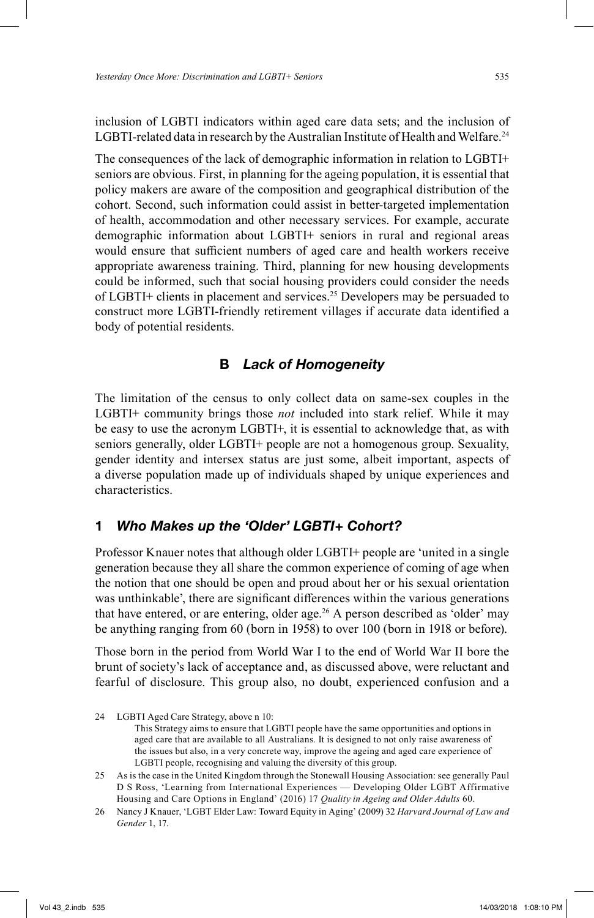inclusion of LGBTI indicators within aged care data sets; and the inclusion of LGBTI-related data in research by the Australian Institute of Health and Welfare.[24]

The consequences of the lack of demographic information in relation to LGBTI+ seniors are obvious. First, in planning for the ageing population, it is essential that policy makers are aware of the composition and geographical distribution of the cohort. Second, such information could assist in better-targeted implementation of health, accommodation and other necessary services. For example, accurate demographic information about LGBTI+ seniors in rural and regional areas would ensure that sufficient numbers of aged care and health workers receive appropriate awareness training. Third, planning for new housing developments could be informed, such that social housing providers could consider the needs of LGBTI+ clients in placement and services.[25] Developers may be persuaded to construct more LGBTI-friendly retirement villages if accurate data identified a body of potential residents.

## B *Lack of Homogeneity*

The limitation of the census to only collect data on same-sex couples in the LGBTI+ community brings those *not* included into stark relief. While it may be easy to use the acronym LGBTI+, it is essential to acknowledge that, as with seniors generally, older LGBTI+ people are not a homogenous group. Sexuality, gender identity and intersex status are just some, albeit important, aspects of a diverse population made up of individuals shaped by unique experiences and characteristics.

### 1 *Who Makes up the 'Older' LGBTI+ Cohort?*

Professor Knauer notes that although older LGBTI+ people are 'united in a single generation because they all share the common experience of coming of age when the notion that one should be open and proud about her or his sexual orientation was unthinkable', there are significant differences within the various generations that have entered, or are entering, older age.[26] A person described as 'older' may be anything ranging from 60 (born in 1958) to over 100 (born in 1918 or before).

Those born in the period from World War I to the end of World War II bore the brunt of society's lack of acceptance and, as discussed above, were reluctant and fearful of disclosure. This group also, no doubt, experienced confusion and a

---

24 LGBTI Aged Care Strategy, above n 10:

> This Strategy aims to ensure that LGBTI people have the same opportunities and options in aged care that are available to all Australians. It is designed to not only raise awareness of the issues but also, in a very concrete way, improve the ageing and aged care experience of LGBTI people, recognising and valuing the diversity of this group.

25 As is the case in the United Kingdom through the Stonewall Housing Association: see generally Paul D S Ross, 'Learning from International Experiences — Developing Older LGBT Affirmative Housing and Care Options in England' (2016) 17 *Quality in Ageing and Older Adults* 60.

26 Nancy J Knauer, 'LGBT Elder Law: Toward Equity in Aging' (2009) 32 *Harvard Journal of Law and Gender* 1, 17.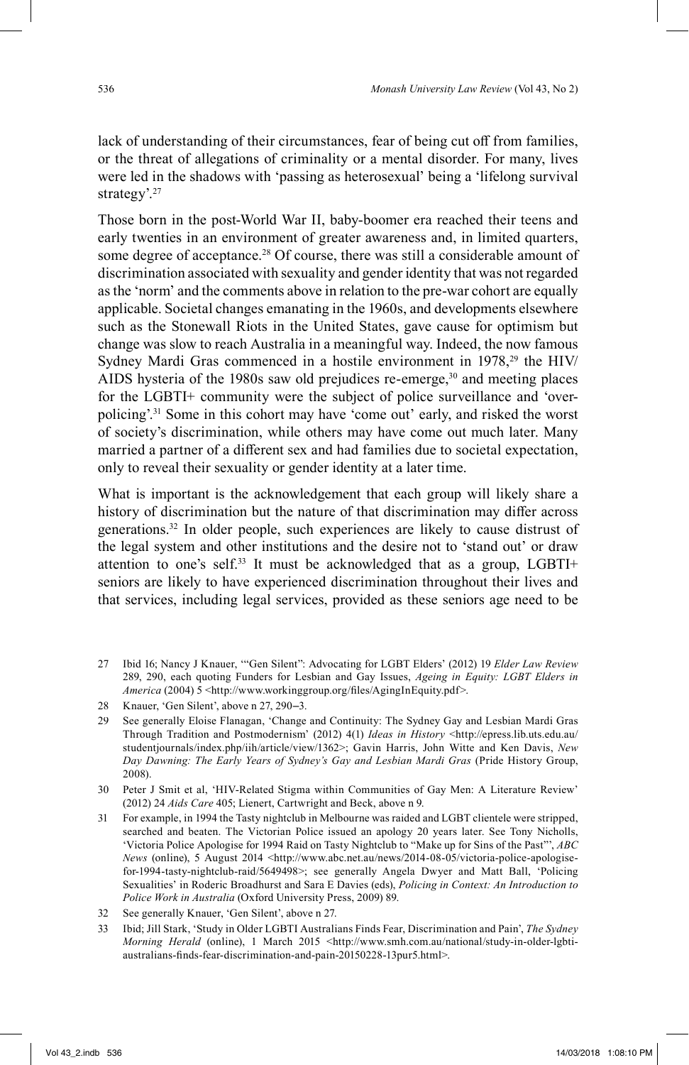lack of understanding of their circumstances, fear of being cut off from families, or the threat of allegations of criminality or a mental disorder. For many, lives were led in the shadows with 'passing as heterosexual' being a 'lifelong survival strategy'.[27]

Those born in the post-World War II, baby-boomer era reached their teens and early twenties in an environment of greater awareness and, in limited quarters, some degree of acceptance.[28] Of course, there was still a considerable amount of discrimination associated with sexuality and gender identity that was not regarded as the 'norm' and the comments above in relation to the pre-war cohort are equally applicable. Societal changes emanating in the 1960s, and developments elsewhere such as the Stonewall Riots in the United States, gave cause for optimism but change was slow to reach Australia in a meaningful way. Indeed, the now famous Sydney Mardi Gras commenced in a hostile environment in 1978,[29] the HIV/AIDS hysteria of the 1980s saw old prejudices re-emerge,[30] and meeting places for the LGBTI+ community were the subject of police surveillance and 'over-policing'.[31] Some in this cohort may have 'come out' early, and risked the worst of society's discrimination, while others may have come out much later. Many married a partner of a different sex and had families due to societal expectation, only to reveal their sexuality or gender identity at a later time.

What is important is the acknowledgement that each group will likely share a history of discrimination but the nature of that discrimination may differ across generations.[32] In older people, such experiences are likely to cause distrust of the legal system and other institutions and the desire not to 'stand out' or draw attention to one's self.[33] It must be acknowledged that as a group, LGBTI+ seniors are likely to have experienced discrimination throughout their lives and that services, including legal services, provided as these seniors age need to be

---

27 Ibid 16; Nancy J Knauer, '"Gen Silent": Advocating for LGBT Elders' (2012) 19 *Elder Law Review* 289, 290, each quoting Funders for Lesbian and Gay Issues, *Ageing in Equity: LGBT Elders in America* (2004) 5 <http://www.workinggroup.org/files/AgingInEquity.pdf>.

28 Knauer, 'Gen Silent', above n 27, 290–3.

29 See generally Eloise Flanagan, 'Change and Continuity: The Sydney Gay and Lesbian Mardi Gras Through Tradition and Postmodernism' (2012) 4(1) *Ideas in History* <http://epress.lib.uts.edu.au/studentjournals/index.php/iih/article/view/1362>; Gavin Harris, John Witte and Ken Davis, *New Day Dawning: The Early Years of Sydney's Gay and Lesbian Mardi Gras* (Pride History Group, 2008).

30 Peter J Smit et al, 'HIV-Related Stigma within Communities of Gay Men: A Literature Review' (2012) 24 *Aids Care* 405; Lienert, Cartwright and Beck, above n 9.

31 For example, in 1994 the Tasty nightclub in Melbourne was raided and LGBT clientele were stripped, searched and beaten. The Victorian Police issued an apology 20 years later. See Tony Nicholls, 'Victoria Police Apologise for 1994 Raid on Tasty Nightclub to "Make up for Sins of the Past"', *ABC News* (online), 5 August 2014 <http://www.abc.net.au/news/2014-08-05/victoria-police-apologise-for-1994-tasty-nightclub-raid/5649498>; see generally Angela Dwyer and Matt Ball, 'Policing Sexualities' in Roderic Broadhurst and Sara E Davies (eds), *Policing in Context: An Introduction to Police Work in Australia* (Oxford University Press, 2009) 89.

32 See generally Knauer, 'Gen Silent', above n 27.

33 Ibid; Jill Stark, 'Study in Older LGBTI Australians Finds Fear, Discrimination and Pain', *The Sydney Morning Herald* (online), 1 March 2015 <http://www.smh.com.au/national/study-in-older-lgbti-australians-finds-fear-discrimination-and-pain-20150228-13pur5.html>.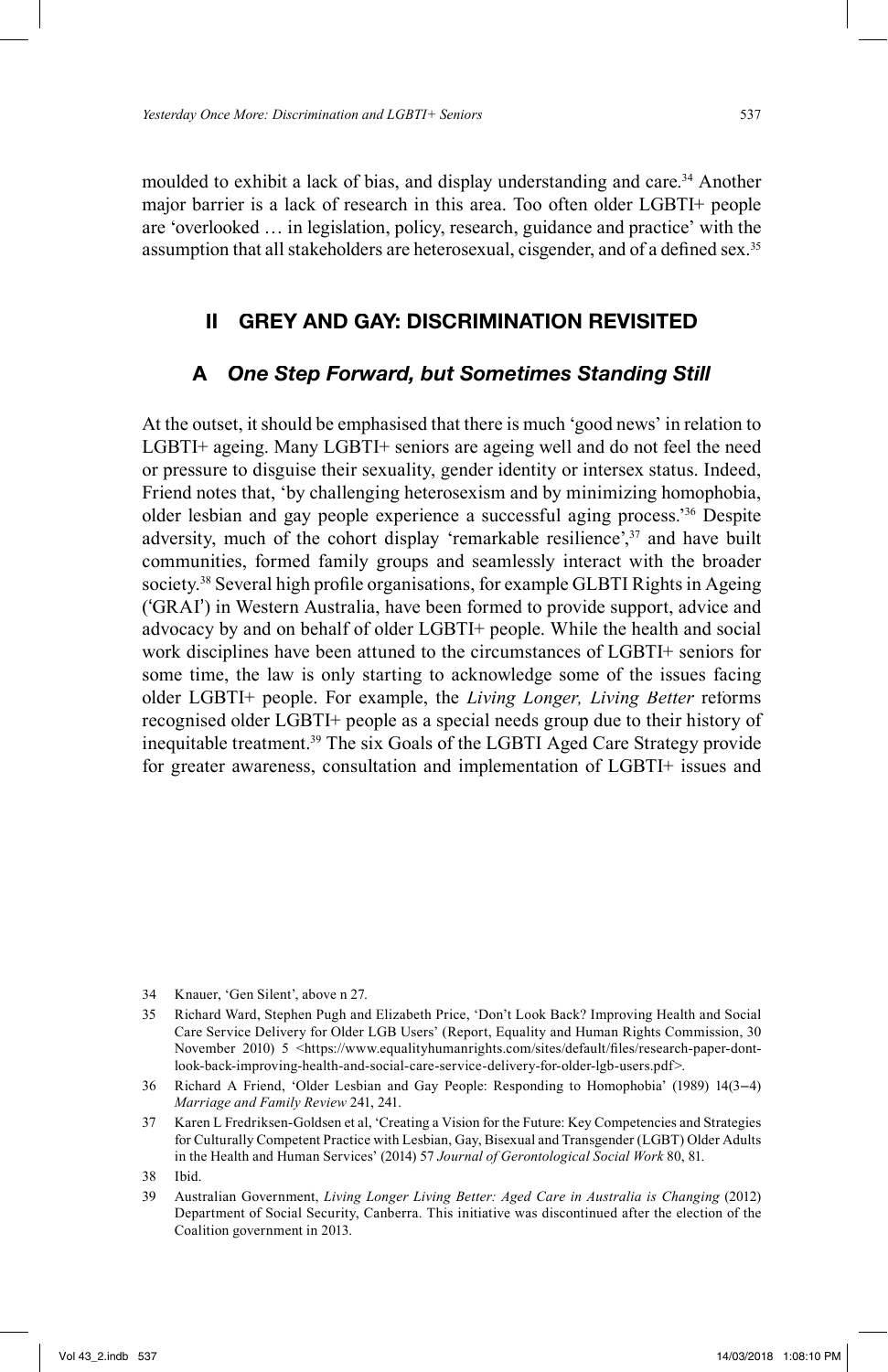moulded to exhibit a lack of bias, and display understanding and care.[34] Another major barrier is a lack of research in this area. Too often older LGBTI+ people are 'overlooked … in legislation, policy, research, guidance and practice' with the assumption that all stakeholders are heterosexual, cisgender, and of a defined sex.[35]

## II GREY AND GAY: DISCRIMINATION REVISITED

### A *One Step Forward, but Sometimes Standing Still*

At the outset, it should be emphasised that there is much 'good news' in relation to LGBTI+ ageing. Many LGBTI+ seniors are ageing well and do not feel the need or pressure to disguise their sexuality, gender identity or intersex status. Indeed, Friend notes that, 'by challenging heterosexism and by minimizing homophobia, older lesbian and gay people experience a successful aging process.'[36] Despite adversity, much of the cohort display 'remarkable resilience',[37] and have built communities, formed family groups and seamlessly interact with the broader society.[38] Several high profile organisations, for example GLBTI Rights in Ageing ('GRAI') in Western Australia, have been formed to provide support, advice and advocacy by and on behalf of older LGBTI+ people. While the health and social work disciplines have been attuned to the circumstances of LGBTI+ seniors for some time, the law is only starting to acknowledge some of the issues facing older LGBTI+ people. For example, the *Living Longer, Living Better* reforms recognised older LGBTI+ people as a special needs group due to their history of inequitable treatment.[39] The six Goals of the LGBTI Aged Care Strategy provide for greater awareness, consultation and implementation of LGBTI+ issues and

---

34 Knauer, 'Gen Silent', above n 27.

35 Richard Ward, Stephen Pugh and Elizabeth Price, 'Don't Look Back? Improving Health and Social Care Service Delivery for Older LGB Users' (Report, Equality and Human Rights Commission, 30 November 2010) 5 <https://www.equalityhumanrights.com/sites/default/files/research-paper-dont-look-back-improving-health-and-social-care-service-delivery-for-older-lgb-users.pdf>.

36 Richard A Friend, 'Older Lesbian and Gay People: Responding to Homophobia' (1989) 14(3–4) *Marriage and Family Review* 241, 241.

37 Karen L Fredriksen-Goldsen et al, 'Creating a Vision for the Future: Key Competencies and Strategies for Culturally Competent Practice with Lesbian, Gay, Bisexual and Transgender (LGBT) Older Adults in the Health and Human Services' (2014) 57 *Journal of Gerontological Social Work* 80, 81.

38 Ibid.

39 Australian Government, *Living Longer Living Better: Aged Care in Australia is Changing* (2012) Department of Social Security, Canberra. This initiative was discontinued after the election of the Coalition government in 2013.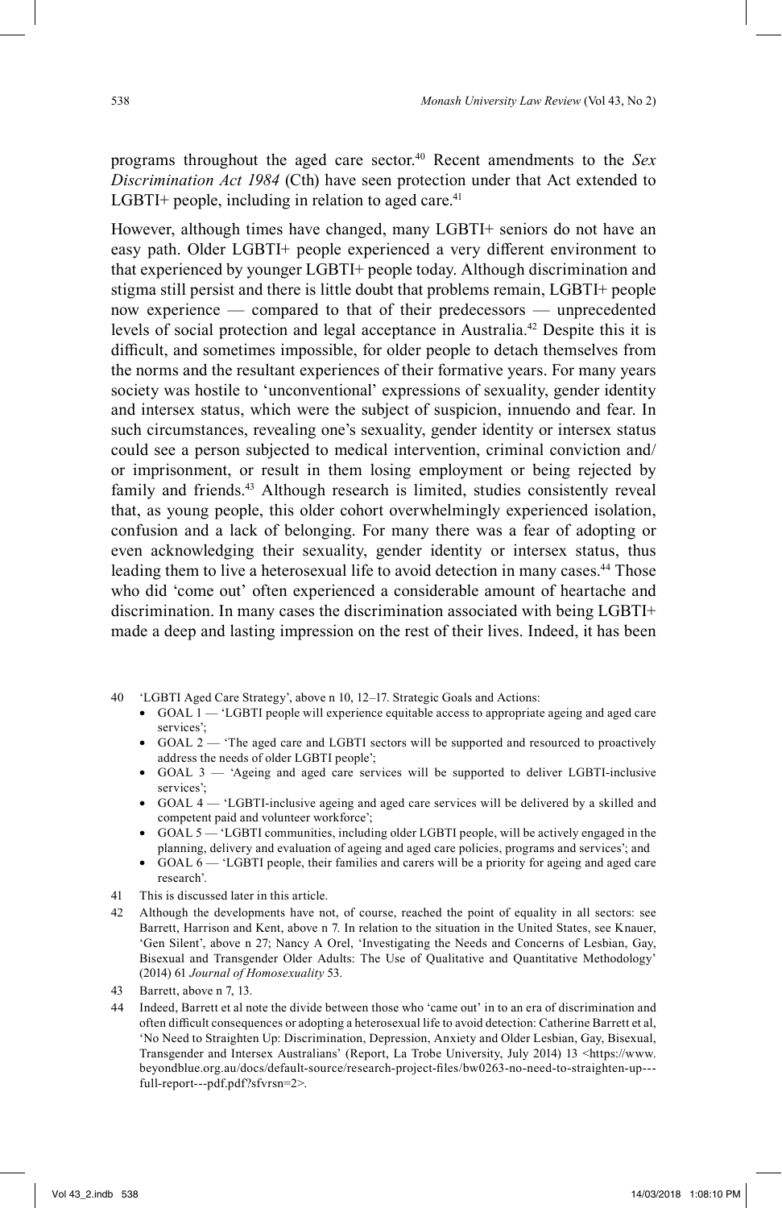programs throughout the aged care sector.[40] Recent amendments to the *Sex Discrimination Act 1984* (Cth) have seen protection under that Act extended to LGBTI+ people, including in relation to aged care.[41]

However, although times have changed, many LGBTI+ seniors do not have an easy path. Older LGBTI+ people experienced a very different environment to that experienced by younger LGBTI+ people today. Although discrimination and stigma still persist and there is little doubt that problems remain, LGBTI+ people now experience — compared to that of their predecessors — unprecedented levels of social protection and legal acceptance in Australia.[42] Despite this it is difficult, and sometimes impossible, for older people to detach themselves from the norms and the resultant experiences of their formative years. For many years society was hostile to 'unconventional' expressions of sexuality, gender identity and intersex status, which were the subject of suspicion, innuendo and fear. In such circumstances, revealing one's sexuality, gender identity or intersex status could see a person subjected to medical intervention, criminal conviction and/or imprisonment, or result in them losing employment or being rejected by family and friends.[43] Although research is limited, studies consistently reveal that, as young people, this older cohort overwhelmingly experienced isolation, confusion and a lack of belonging. For many there was a fear of adopting or even acknowledging their sexuality, gender identity or intersex status, thus leading them to live a heterosexual life to avoid detection in many cases.[44] Those who did 'come out' often experienced a considerable amount of heartache and discrimination. In many cases the discrimination associated with being LGBTI+ made a deep and lasting impression on the rest of their lives. Indeed, it has been

---

40 'LGBTI Aged Care Strategy', above n 10, 12–17. Strategic Goals and Actions:
- GOAL 1 — 'LGBTI people will experience equitable access to appropriate ageing and aged care services';
- GOAL 2 — 'The aged care and LGBTI sectors will be supported and resourced to proactively address the needs of older LGBTI people';
- GOAL 3 — 'Ageing and aged care services will be supported to deliver LGBTI-inclusive services';
- GOAL 4 — 'LGBTI-inclusive ageing and aged care services will be delivered by a skilled and competent paid and volunteer workforce';
- GOAL 5 — 'LGBTI communities, including older LGBTI people, will be actively engaged in the planning, delivery and evaluation of ageing and aged care policies, programs and services'; and
- GOAL 6 — 'LGBTI people, their families and carers will be a priority for ageing and aged care research'.

41 This is discussed later in this article.

42 Although the developments have not, of course, reached the point of equality in all sectors: see Barrett, Harrison and Kent, above n 7. In relation to the situation in the United States, see Knauer, 'Gen Silent', above n 27; Nancy A Orel, 'Investigating the Needs and Concerns of Lesbian, Gay, Bisexual and Transgender Older Adults: The Use of Qualitative and Quantitative Methodology' (2014) 61 *Journal of Homosexuality* 53.

43 Barrett, above n 7, 13.

44 Indeed, Barrett et al note the divide between those who 'came out' in to an era of discrimination and often difficult consequences or adopting a heterosexual life to avoid detection: Catherine Barrett et al, 'No Need to Straighten Up: Discrimination, Depression, Anxiety and Older Lesbian, Gay, Bisexual, Transgender and Intersex Australians' (Report, La Trobe University, July 2014) 13 <https://www.beyondblue.org.au/docs/default-source/research-project-files/bw0263-no-need-to-straighten-up---full-report---pdf.pdf?sfvrsn=2>.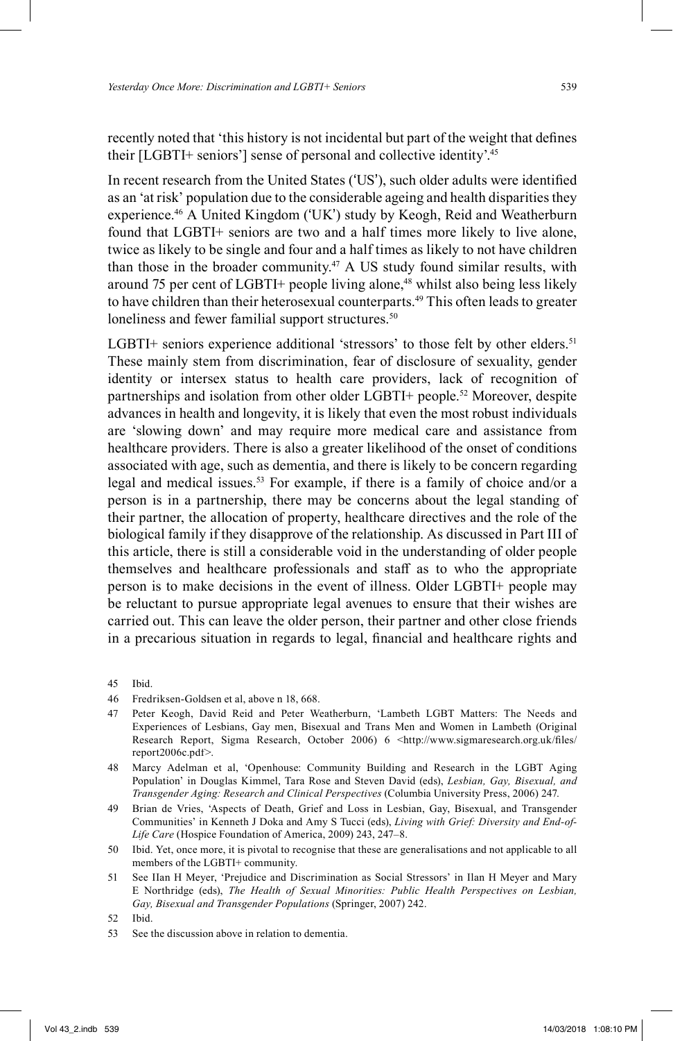recently noted that 'this history is not incidental but part of the weight that defines their [LGBTI+ seniors'] sense of personal and collective identity'.[45]

In recent research from the United States ('US'), such older adults were identified as an 'at risk' population due to the considerable ageing and health disparities they experience.[46] A United Kingdom ('UK') study by Keogh, Reid and Weatherburn found that LGBTI+ seniors are two and a half times more likely to live alone, twice as likely to be single and four and a half times as likely to not have children than those in the broader community.[47] A US study found similar results, with around 75 per cent of LGBTI+ people living alone,[48] whilst also being less likely to have children than their heterosexual counterparts.[49] This often leads to greater loneliness and fewer familial support structures.[50]

LGBTI+ seniors experience additional 'stressors' to those felt by other elders.[51] These mainly stem from discrimination, fear of disclosure of sexuality, gender identity or intersex status to health care providers, lack of recognition of partnerships and isolation from other older LGBTI+ people.[52] Moreover, despite advances in health and longevity, it is likely that even the most robust individuals are 'slowing down' and may require more medical care and assistance from healthcare providers. There is also a greater likelihood of the onset of conditions associated with age, such as dementia, and there is likely to be concern regarding legal and medical issues.[53] For example, if there is a family of choice and/or a person is in a partnership, there may be concerns about the legal standing of their partner, the allocation of property, healthcare directives and the role of the biological family if they disapprove of the relationship. As discussed in Part III of this article, there is still a considerable void in the understanding of older people themselves and healthcare professionals and staff as to who the appropriate person is to make decisions in the event of illness. Older LGBTI+ people may be reluctant to pursue appropriate legal avenues to ensure that their wishes are carried out. This can leave the older person, their partner and other close friends in a precarious situation in regards to legal, financial and healthcare rights and

45 Ibid.

46 Fredriksen-Goldsen et al, above n 18, 668.

47 Peter Keogh, David Reid and Peter Weatherburn, 'Lambeth LGBT Matters: The Needs and Experiences of Lesbians, Gay men, Bisexual and Trans Men and Women in Lambeth (Original Research Report, Sigma Research, October 2006) 6 <http://www.sigmaresearch.org.uk/files/report2006c.pdf>.

48 Marcy Adelman et al, 'Openhouse: Community Building and Research in the LGBT Aging Population' in Douglas Kimmel, Tara Rose and Steven David (eds), *Lesbian, Gay, Bisexual, and Transgender Aging: Research and Clinical Perspectives* (Columbia University Press, 2006) 247.

49 Brian de Vries, 'Aspects of Death, Grief and Loss in Lesbian, Gay, Bisexual, and Transgender Communities' in Kenneth J Doka and Amy S Tucci (eds), *Living with Grief: Diversity and End-of-Life Care* (Hospice Foundation of America, 2009) 243, 247–8.

50 Ibid. Yet, once more, it is pivotal to recognise that these are generalisations and not applicable to all members of the LGBTI+ community.

51 See IIan H Meyer, 'Prejudice and Discrimination as Social Stressors' in Ilan H Meyer and Mary E Northridge (eds), *The Health of Sexual Minorities: Public Health Perspectives on Lesbian, Gay, Bisexual and Transgender Populations* (Springer, 2007) 242.

52 Ibid.

53 See the discussion above in relation to dementia.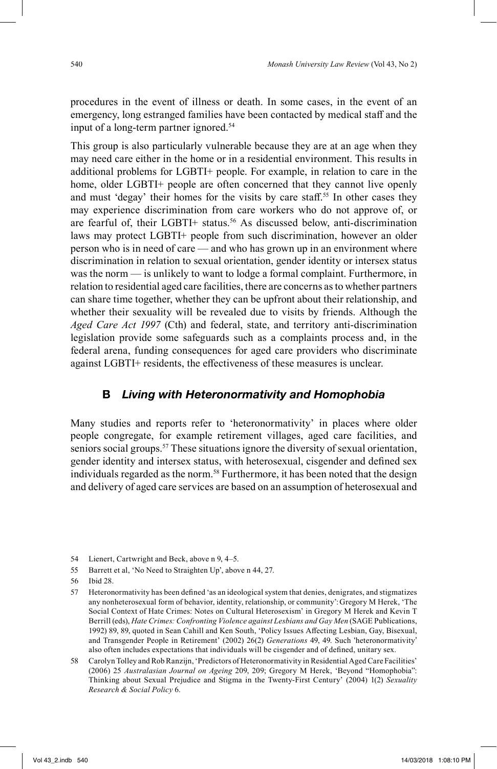procedures in the event of illness or death. In some cases, in the event of an emergency, long estranged families have been contacted by medical staff and the input of a long-term partner ignored.[54]

This group is also particularly vulnerable because they are at an age when they may need care either in the home or in a residential environment. This results in additional problems for LGBTI+ people. For example, in relation to care in the home, older LGBTI+ people are often concerned that they cannot live openly and must 'degay' their homes for the visits by care staff.[55] In other cases they may experience discrimination from care workers who do not approve of, or are fearful of, their LGBTI+ status.[56] As discussed below, anti-discrimination laws may protect LGBTI+ people from such discrimination, however an older person who is in need of care — and who has grown up in an environment where discrimination in relation to sexual orientation, gender identity or intersex status was the norm — is unlikely to want to lodge a formal complaint. Furthermore, in relation to residential aged care facilities, there are concerns as to whether partners can share time together, whether they can be upfront about their relationship, and whether their sexuality will be revealed due to visits by friends. Although the *Aged Care Act 1997* (Cth) and federal, state, and territory anti-discrimination legislation provide some safeguards such as a complaints process and, in the federal arena, funding consequences for aged care providers who discriminate against LGBTI+ residents, the effectiveness of these measures is unclear.

## B *Living with Heteronormativity and Homophobia*

Many studies and reports refer to 'heteronormativity' in places where older people congregate, for example retirement villages, aged care facilities, and seniors social groups.[57] These situations ignore the diversity of sexual orientation, gender identity and intersex status, with heterosexual, cisgender and defined sex individuals regarded as the norm.[58] Furthermore, it has been noted that the design and delivery of aged care services are based on an assumption of heterosexual and

---

54 Lienert, Cartwright and Beck, above n 9, 4–5.

55 Barrett et al, 'No Need to Straighten Up', above n 44, 27.

56 Ibid 28.

57 Heteronormativity has been defined 'as an ideological system that denies, denigrates, and stigmatizes any nonheterosexual form of behavior, identity, relationship, or community': Gregory M Herek, 'The Social Context of Hate Crimes: Notes on Cultural Heterosexism' in Gregory M Herek and Kevin T Berrill (eds), *Hate Crimes: Confronting Violence against Lesbians and Gay Men* (SAGE Publications, 1992) 89, 89, quoted in Sean Cahill and Ken South, 'Policy Issues Affecting Lesbian, Gay, Bisexual, and Transgender People in Retirement' (2002) 26(2) *Generations* 49, 49. Such 'heteronormativity' also often includes expectations that individuals will be cisgender and of defined, unitary sex.

58 Carolyn Tolley and Rob Ranzijn, 'Predictors of Heteronormativity in Residential Aged Care Facilities' (2006) 25 *Australasian Journal on Ageing* 209, 209; Gregory M Herek, 'Beyond "Homophobia": Thinking about Sexual Prejudice and Stigma in the Twenty-First Century' (2004) 1(2) *Sexuality Research & Social Policy* 6.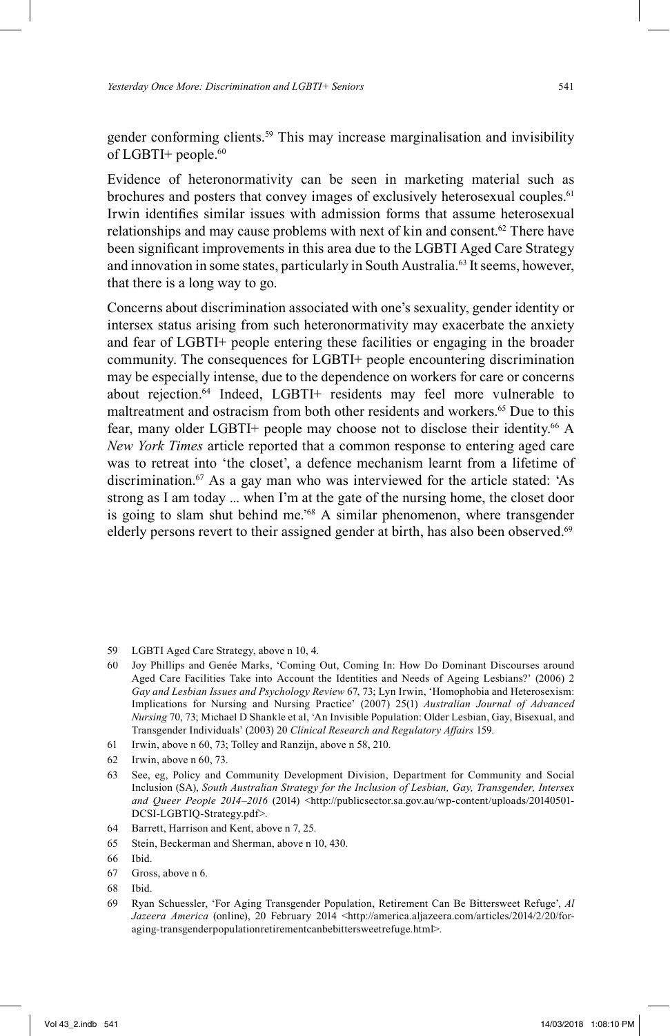gender conforming clients.[59] This may increase marginalisation and invisibility of LGBTI+ people.[60]

Evidence of heteronormativity can be seen in marketing material such as brochures and posters that convey images of exclusively heterosexual couples.[61] Irwin identifies similar issues with admission forms that assume heterosexual relationships and may cause problems with next of kin and consent.[62] There have been significant improvements in this area due to the LGBTI Aged Care Strategy and innovation in some states, particularly in South Australia.[63] It seems, however, that there is a long way to go.

Concerns about discrimination associated with one's sexuality, gender identity or intersex status arising from such heteronormativity may exacerbate the anxiety and fear of LGBTI+ people entering these facilities or engaging in the broader community. The consequences for LGBTI+ people encountering discrimination may be especially intense, due to the dependence on workers for care or concerns about rejection.[64] Indeed, LGBTI+ residents may feel more vulnerable to maltreatment and ostracism from both other residents and workers.[65] Due to this fear, many older LGBTI+ people may choose not to disclose their identity.[66] A *New York Times* article reported that a common response to entering aged care was to retreat into 'the closet', a defence mechanism learnt from a lifetime of discrimination.[67] As a gay man who was interviewed for the article stated: 'As strong as I am today ... when I'm at the gate of the nursing home, the closet door is going to slam shut behind me.'[68] A similar phenomenon, where transgender elderly persons revert to their assigned gender at birth, has also been observed.[69]

---

59 LGBTI Aged Care Strategy, above n 10, 4.

60 Joy Phillips and Genée Marks, 'Coming Out, Coming In: How Do Dominant Discourses around Aged Care Facilities Take into Account the Identities and Needs of Ageing Lesbians?' (2006) 2 *Gay and Lesbian Issues and Psychology Review* 67, 73; Lyn Irwin, 'Homophobia and Heterosexism: Implications for Nursing and Nursing Practice' (2007) 25(1) *Australian Journal of Advanced Nursing* 70, 73; Michael D Shankle et al, 'An Invisible Population: Older Lesbian, Gay, Bisexual, and Transgender Individuals' (2003) 20 *Clinical Research and Regulatory Affairs* 159.

61 Irwin, above n 60, 73; Tolley and Ranzijn, above n 58, 210.

62 Irwin, above n 60, 73.

63 See, eg, Policy and Community Development Division, Department for Community and Social Inclusion (SA), *South Australian Strategy for the Inclusion of Lesbian, Gay, Transgender, Intersex and Queer People 2014–2016* (2014) <http://publicsector.sa.gov.au/wp-content/uploads/20140501-DCSI-LGBTIQ-Strategy.pdf>.

64 Barrett, Harrison and Kent, above n 7, 25.

65 Stein, Beckerman and Sherman, above n 10, 430.

66 Ibid.

67 Gross, above n 6.

68 Ibid.

69 Ryan Schuessler, 'For Aging Transgender Population, Retirement Can Be Bittersweet Refuge', *Al Jazeera America* (online), 20 February 2014 <http://america.aljazeera.com/articles/2014/2/20/for-aging-transgenderpopulationretirementcanbebittersweetrefuge.html>.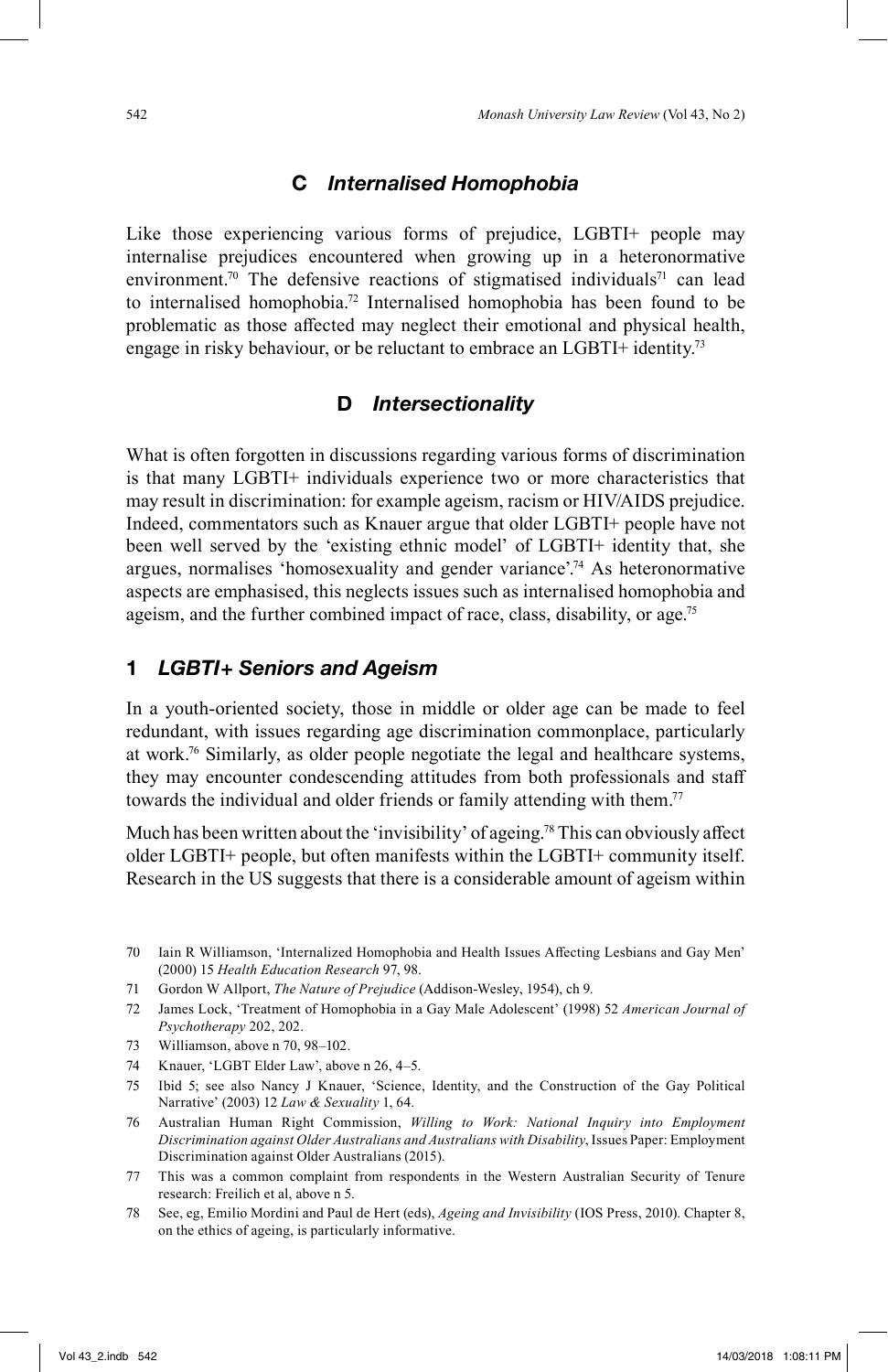### C *Internalised Homophobia*

Like those experiencing various forms of prejudice, LGBTI+ people may internalise prejudices encountered when growing up in a heteronormative environment.[70] The defensive reactions of stigmatised individuals[71] can lead to internalised homophobia.[72] Internalised homophobia has been found to be problematic as those affected may neglect their emotional and physical health, engage in risky behaviour, or be reluctant to embrace an LGBTI+ identity.[73]

### D *Intersectionality*

What is often forgotten in discussions regarding various forms of discrimination is that many LGBTI+ individuals experience two or more characteristics that may result in discrimination: for example ageism, racism or HIV/AIDS prejudice. Indeed, commentators such as Knauer argue that older LGBTI+ people have not been well served by the 'existing ethnic model' of LGBTI+ identity that, she argues, normalises 'homosexuality and gender variance'.[74] As heteronormative aspects are emphasised, this neglects issues such as internalised homophobia and ageism, and the further combined impact of race, class, disability, or age.[75]

#### 1 *LGBTI+ Seniors and Ageism*

In a youth-oriented society, those in middle or older age can be made to feel redundant, with issues regarding age discrimination commonplace, particularly at work.[76] Similarly, as older people negotiate the legal and healthcare systems, they may encounter condescending attitudes from both professionals and staff towards the individual and older friends or family attending with them.[77]

Much has been written about the 'invisibility' of ageing.[78] This can obviously affect older LGBTI+ people, but often manifests within the LGBTI+ community itself. Research in the US suggests that there is a considerable amount of ageism within

---

70 Iain R Williamson, 'Internalized Homophobia and Health Issues Affecting Lesbians and Gay Men' (2000) 15 *Health Education Research* 97, 98.

71 Gordon W Allport, *The Nature of Prejudice* (Addison-Wesley, 1954), ch 9.

72 James Lock, 'Treatment of Homophobia in a Gay Male Adolescent' (1998) 52 *American Journal of Psychotherapy* 202, 202.

73 Williamson, above n 70, 98–102.

74 Knauer, 'LGBT Elder Law', above n 26, 4–5.

75 Ibid 5; see also Nancy J Knauer, 'Science, Identity, and the Construction of the Gay Political Narrative' (2003) 12 *Law & Sexuality* 1, 64.

76 Australian Human Right Commission, *Willing to Work: National Inquiry into Employment Discrimination against Older Australians and Australians with Disability*, Issues Paper: Employment Discrimination against Older Australians (2015).

77 This was a common complaint from respondents in the Western Australian Security of Tenure research: Freilich et al, above n 5.

78 See, eg, Emilio Mordini and Paul de Hert (eds), *Ageing and Invisibility* (IOS Press, 2010). Chapter 8, on the ethics of ageing, is particularly informative.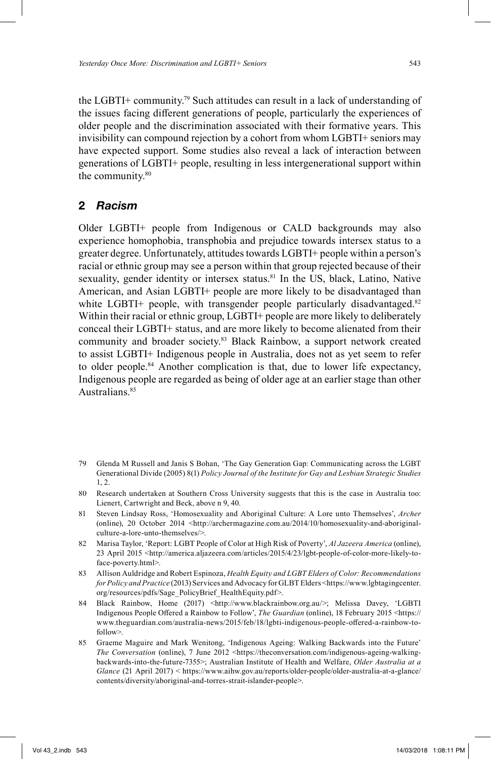the LGBTI+ community.[79] Such attitudes can result in a lack of understanding of the issues facing different generations of people, particularly the experiences of older people and the discrimination associated with their formative years. This invisibility can compound rejection by a cohort from whom LGBTI+ seniors may have expected support. Some studies also reveal a lack of interaction between generations of LGBTI+ people, resulting in less intergenerational support within the community.[80]

## 2 *Racism*

Older LGBTI+ people from Indigenous or CALD backgrounds may also experience homophobia, transphobia and prejudice towards intersex status to a greater degree. Unfortunately, attitudes towards LGBTI+ people within a person's racial or ethnic group may see a person within that group rejected because of their sexuality, gender identity or intersex status.[81] In the US, black, Latino, Native American, and Asian LGBTI+ people are more likely to be disadvantaged than white LGBTI+ people, with transgender people particularly disadvantaged.[82] Within their racial or ethnic group, LGBTI+ people are more likely to deliberately conceal their LGBTI+ status, and are more likely to become alienated from their community and broader society.[83] Black Rainbow, a support network created to assist LGBTI+ Indigenous people in Australia, does not as yet seem to refer to older people.[84] Another complication is that, due to lower life expectancy, Indigenous people are regarded as being of older age at an earlier stage than other Australians.[85]

---

79 Glenda M Russell and Janis S Bohan, 'The Gay Generation Gap: Communicating across the LGBT Generational Divide (2005) 8(1) *Policy Journal of the Institute for Gay and Lesbian Strategic Studies* 1, 2.

80 Research undertaken at Southern Cross University suggests that this is the case in Australia too: Lienert, Cartwright and Beck, above n 9, 40.

81 Steven Lindsay Ross, 'Homosexuality and Aboriginal Culture: A Lore unto Themselves', *Archer* (online), 20 October 2014 <http://archermagazine.com.au/2014/10/homosexuality-and-aboriginal-culture-a-lore-unto-themselves/>.

82 Marisa Taylor, 'Report: LGBT People of Color at High Risk of Poverty', *Al Jazeera America* (online), 23 April 2015 <http://america.aljazeera.com/articles/2015/4/23/lgbt-people-of-color-more-likely-to-face-poverty.html>.

83 Allison Auldridge and Robert Espinoza, *Health Equity and LGBT Elders of Color: Recommendations for Policy and Practice* (2013) Services and Advocacy for GLBT Elders <https://www.lgbtagingcenter.org/resources/pdfs/Sage_PolicyBrief_HealthEquity.pdf>.

84 Black Rainbow, Home (2017) <http://www.blackrainbow.org.au/>; Melissa Davey, 'LGBTI Indigenous People Offered a Rainbow to Follow', *The Guardian* (online), 18 February 2015 <https://www.theguardian.com/australia-news/2015/feb/18/lgbti-indigenous-people-offered-a-rainbow-to-follow>.

85 Graeme Maguire and Mark Wenitong, 'Indigenous Ageing: Walking Backwards into the Future' *The Conversation* (online), 7 June 2012 <https://theconversation.com/indigenous-ageing-walking-backwards-into-the-future-7355>; Australian Institute of Health and Welfare, *Older Australia at a Glance* (21 April 2017) < https://www.aihw.gov.au/reports/older-people/older-australia-at-a-glance/contents/diversity/aboriginal-and-torres-strait-islander-people>.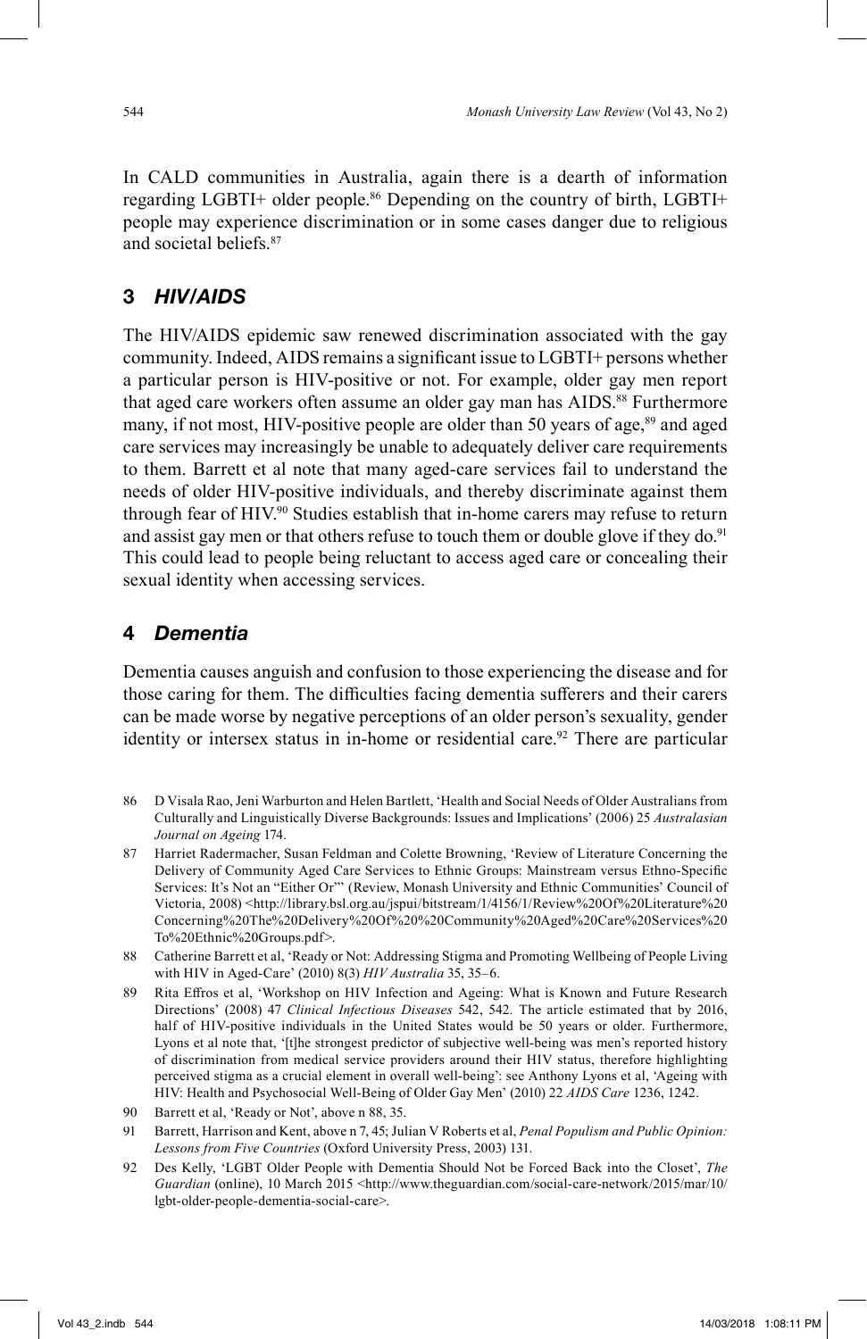In CALD communities in Australia, again there is a dearth of information regarding LGBTI+ older people.[86] Depending on the country of birth, LGBTI+ people may experience discrimination or in some cases danger due to religious and societal beliefs.[87]

### 3 *HIV/AIDS*

The HIV/AIDS epidemic saw renewed discrimination associated with the gay community. Indeed, AIDS remains a significant issue to LGBTI+ persons whether a particular person is HIV-positive or not. For example, older gay men report that aged care workers often assume an older gay man has AIDS.[88] Furthermore many, if not most, HIV-positive people are older than 50 years of age,[89] and aged care services may increasingly be unable to adequately deliver care requirements to them. Barrett et al note that many aged-care services fail to understand the needs of older HIV-positive individuals, and thereby discriminate against them through fear of HIV.[90] Studies establish that in-home carers may refuse to return and assist gay men or that others refuse to touch them or double glove if they do.[91] This could lead to people being reluctant to access aged care or concealing their sexual identity when accessing services.

### 4 *Dementia*

Dementia causes anguish and confusion to those experiencing the disease and for those caring for them. The difficulties facing dementia sufferers and their carers can be made worse by negative perceptions of an older person's sexuality, gender identity or intersex status in in-home or residential care.[92] There are particular

---

86 D Visala Rao, Jeni Warburton and Helen Bartlett, 'Health and Social Needs of Older Australians from Culturally and Linguistically Diverse Backgrounds: Issues and Implications' (2006) 25 *Australasian Journal on Ageing* 174.

87 Harriet Radermacher, Susan Feldman and Colette Browning, 'Review of Literature Concerning the Delivery of Community Aged Care Services to Ethnic Groups: Mainstream versus Ethno-Specific Services: It's Not an "Either Or"' (Review, Monash University and Ethnic Communities' Council of Victoria, 2008) <http://library.bsl.org.au/jspui/bitstream/1/4156/1/Review%20Of%20Literature%20Concerning%20The%20Delivery%20Of%20%20Community%20Aged%20Care%20Services%20To%20Ethnic%20Groups.pdf>.

88 Catherine Barrett et al, 'Ready or Not: Addressing Stigma and Promoting Wellbeing of People Living with HIV in Aged-Care' (2010) 8(3) *HIV Australia* 35, 35–6.

89 Rita Effros et al, 'Workshop on HIV Infection and Ageing: What is Known and Future Research Directions' (2008) 47 *Clinical Infectious Diseases* 542, 542. The article estimated that by 2016, half of HIV-positive individuals in the United States would be 50 years or older. Furthermore, Lyons et al note that, '[t]he strongest predictor of subjective well-being was men's reported history of discrimination from medical service providers around their HIV status, therefore highlighting perceived stigma as a crucial element in overall well-being': see Anthony Lyons et al, 'Ageing with HIV: Health and Psychosocial Well-Being of Older Gay Men' (2010) 22 *AIDS Care* 1236, 1242.

90 Barrett et al, 'Ready or Not', above n 88, 35.

91 Barrett, Harrison and Kent, above n 7, 45; Julian V Roberts et al, *Penal Populism and Public Opinion: Lessons from Five Countries* (Oxford University Press, 2003) 131.

92 Des Kelly, 'LGBT Older People with Dementia Should Not be Forced Back into the Closet', *The Guardian* (online), 10 March 2015 <http://www.theguardian.com/social-care-network/2015/mar/10/lgbt-older-people-dementia-social-care>.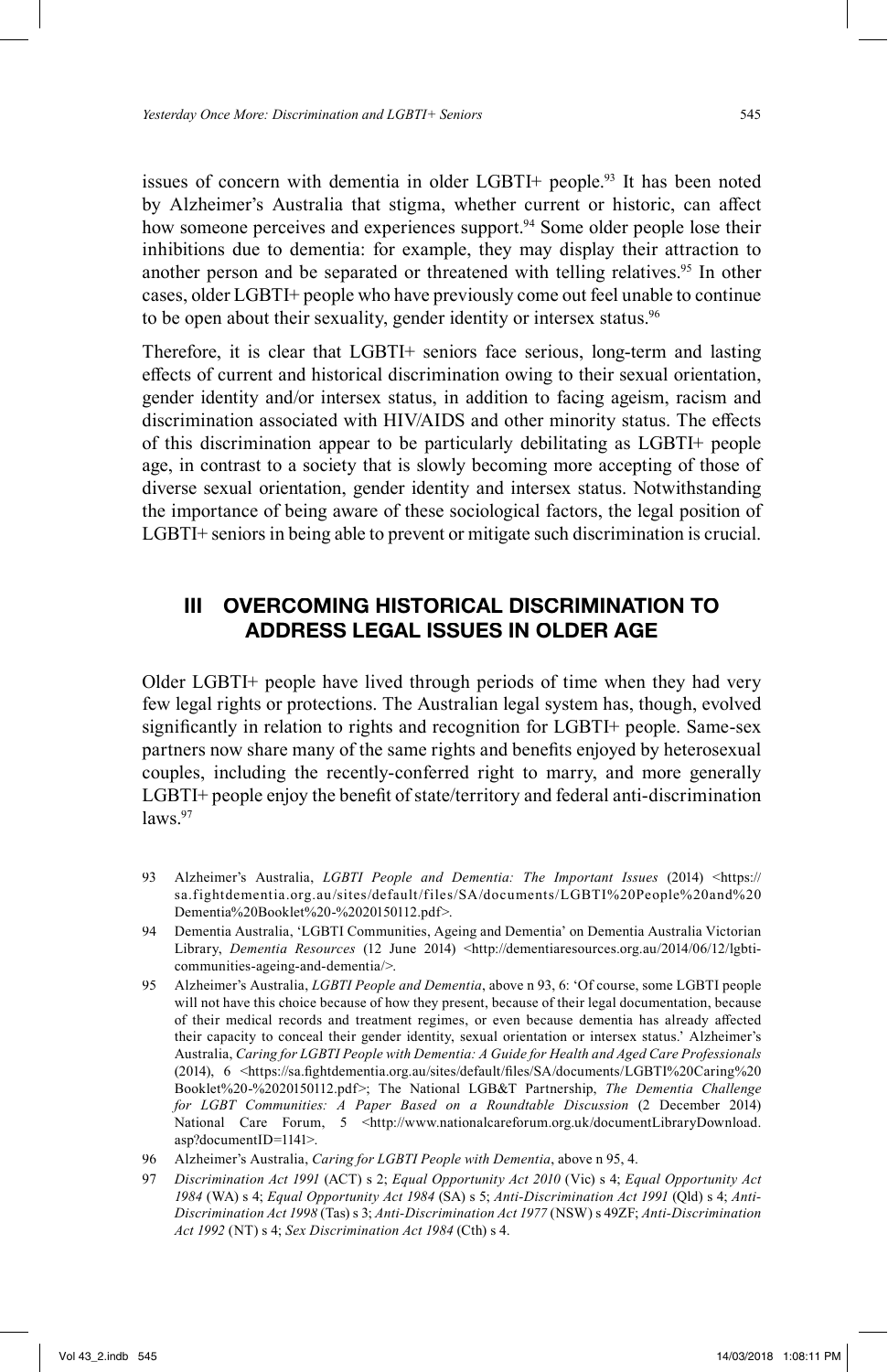issues of concern with dementia in older LGBTI+ people.[93] It has been noted by Alzheimer's Australia that stigma, whether current or historic, can affect how someone perceives and experiences support.[94] Some older people lose their inhibitions due to dementia: for example, they may display their attraction to another person and be separated or threatened with telling relatives.[95] In other cases, older LGBTI+ people who have previously come out feel unable to continue to be open about their sexuality, gender identity or intersex status.[96]

Therefore, it is clear that LGBTI+ seniors face serious, long-term and lasting effects of current and historical discrimination owing to their sexual orientation, gender identity and/or intersex status, in addition to facing ageism, racism and discrimination associated with HIV/AIDS and other minority status. The effects of this discrimination appear to be particularly debilitating as LGBTI+ people age, in contrast to a society that is slowly becoming more accepting of those of diverse sexual orientation, gender identity and intersex status. Notwithstanding the importance of being aware of these sociological factors, the legal position of LGBTI+ seniors in being able to prevent or mitigate such discrimination is crucial.

## III OVERCOMING HISTORICAL DISCRIMINATION TO ADDRESS LEGAL ISSUES IN OLDER AGE

Older LGBTI+ people have lived through periods of time when they had very few legal rights or protections. The Australian legal system has, though, evolved significantly in relation to rights and recognition for LGBTI+ people. Same-sex partners now share many of the same rights and benefits enjoyed by heterosexual couples, including the recently-conferred right to marry, and more generally LGBTI+ people enjoy the benefit of state/territory and federal anti-discrimination laws.[97]

---

93 Alzheimer's Australia, *LGBTI People and Dementia: The Important Issues* (2014) <https://sa.fightdementia.org.au/sites/default/files/SA/documents/LGBTI%20People%20and%20Dementia%20Booklet%20-%2020150112.pdf>.

94 Dementia Australia, 'LGBTI Communities, Ageing and Dementia' on Dementia Australia Victorian Library, *Dementia Resources* (12 June 2014) <http://dementiaresources.org.au/2014/06/12/lgbti-communities-ageing-and-dementia/>.

95 Alzheimer's Australia, *LGBTI People and Dementia*, above n 93, 6: 'Of course, some LGBTI people will not have this choice because of how they present, because of their legal documentation, because of their medical records and treatment regimes, or even because dementia has already affected their capacity to conceal their gender identity, sexual orientation or intersex status.' Alzheimer's Australia, *Caring for LGBTI People with Dementia: A Guide for Health and Aged Care Professionals* (2014), 6 <https://sa.fightdementia.org.au/sites/default/files/SA/documents/LGBTI%20Caring%20Booklet%20-%2020150112.pdf>; The National LGB&T Partnership, *The Dementia Challenge for LGBT Communities: A Paper Based on a Roundtable Discussion* (2 December 2014) National Care Forum, 5 <http://www.nationalcareforum.org.uk/documentLibraryDownload.asp?documentID=1141>.

96 Alzheimer's Australia, *Caring for LGBTI People with Dementia*, above n 95, 4.

97 *Discrimination Act 1991* (ACT) s 2; *Equal Opportunity Act 2010* (Vic) s 4; *Equal Opportunity Act 1984* (WA) s 4; *Equal Opportunity Act 1984* (SA) s 5; *Anti-Discrimination Act 1991* (Qld) s 4; *Anti-Discrimination Act 1998* (Tas) s 3; *Anti-Discrimination Act 1977* (NSW) s 49ZF; *Anti-Discrimination Act 1992* (NT) s 4; *Sex Discrimination Act 1984* (Cth) s 4.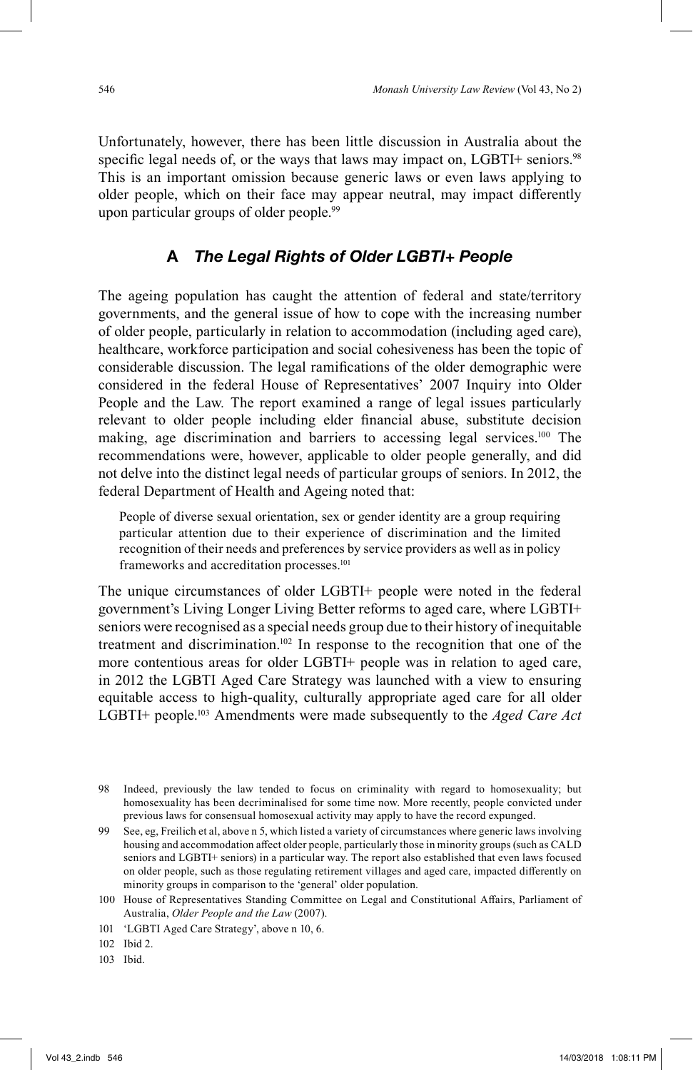Unfortunately, however, there has been little discussion in Australia about the specific legal needs of, or the ways that laws may impact on, LGBTI+ seniors.[98] This is an important omission because generic laws or even laws applying to older people, which on their face may appear neutral, may impact differently upon particular groups of older people.[99]

## A *The Legal Rights of Older LGBTI+ People*

The ageing population has caught the attention of federal and state/territory governments, and the general issue of how to cope with the increasing number of older people, particularly in relation to accommodation (including aged care), healthcare, workforce participation and social cohesiveness has been the topic of considerable discussion. The legal ramifications of the older demographic were considered in the federal House of Representatives' 2007 Inquiry into Older People and the Law. The report examined a range of legal issues particularly relevant to older people including elder financial abuse, substitute decision making, age discrimination and barriers to accessing legal services.[100] The recommendations were, however, applicable to older people generally, and did not delve into the distinct legal needs of particular groups of seniors. In 2012, the federal Department of Health and Ageing noted that:

> People of diverse sexual orientation, sex or gender identity are a group requiring particular attention due to their experience of discrimination and the limited recognition of their needs and preferences by service providers as well as in policy frameworks and accreditation processes.[101]

The unique circumstances of older LGBTI+ people were noted in the federal government's Living Longer Living Better reforms to aged care, where LGBTI+ seniors were recognised as a special needs group due to their history of inequitable treatment and discrimination.[102] In response to the recognition that one of the more contentious areas for older LGBTI+ people was in relation to aged care, in 2012 the LGBTI Aged Care Strategy was launched with a view to ensuring equitable access to high-quality, culturally appropriate aged care for all older LGBTI+ people.[103] Amendments were made subsequently to the *Aged Care Act*

---

98 Indeed, previously the law tended to focus on criminality with regard to homosexuality; but homosexuality has been decriminalised for some time now. More recently, people convicted under previous laws for consensual homosexual activity may apply to have the record expunged.

99 See, eg, Freilich et al, above n 5, which listed a variety of circumstances where generic laws involving housing and accommodation affect older people, particularly those in minority groups (such as CALD seniors and LGBTI+ seniors) in a particular way. The report also established that even laws focused on older people, such as those regulating retirement villages and aged care, impacted differently on minority groups in comparison to the 'general' older population.

100 House of Representatives Standing Committee on Legal and Constitutional Affairs, Parliament of Australia, *Older People and the Law* (2007).

101 'LGBTI Aged Care Strategy', above n 10, 6.

102 Ibid 2.

103 Ibid.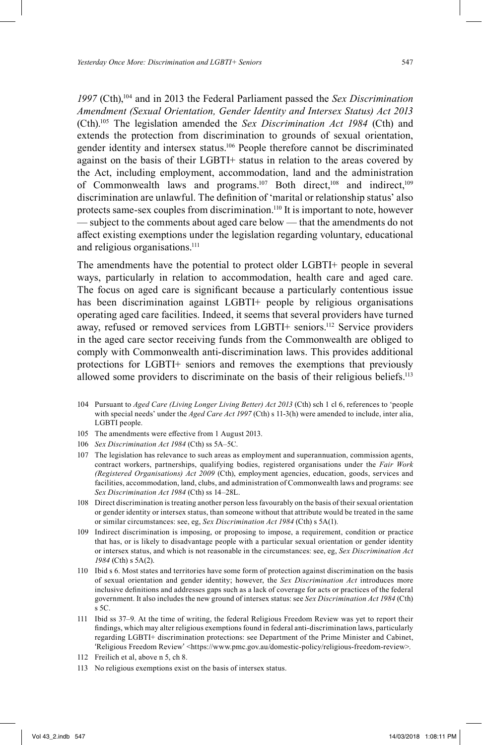*1997* (Cth),[104] and in 2013 the Federal Parliament passed the *Sex Discrimination Amendment (Sexual Orientation, Gender Identity and Intersex Status) Act 2013* (Cth).[105] The legislation amended the *Sex Discrimination Act 1984* (Cth) and extends the protection from discrimination to grounds of sexual orientation, gender identity and intersex status.[106] People therefore cannot be discriminated against on the basis of their LGBTI+ status in relation to the areas covered by the Act, including employment, accommodation, land and the administration of Commonwealth laws and programs.[107] Both direct,[108] and indirect,[109] discrimination are unlawful. The definition of 'marital or relationship status' also protects same-sex couples from discrimination.[110] It is important to note, however — subject to the comments about aged care below — that the amendments do not affect existing exemptions under the legislation regarding voluntary, educational and religious organisations.[111]

The amendments have the potential to protect older LGBTI+ people in several ways, particularly in relation to accommodation, health care and aged care. The focus on aged care is significant because a particularly contentious issue has been discrimination against LGBTI+ people by religious organisations operating aged care facilities. Indeed, it seems that several providers have turned away, refused or removed services from LGBTI+ seniors.[112] Service providers in the aged care sector receiving funds from the Commonwealth are obliged to comply with Commonwealth anti-discrimination laws. This provides additional protections for LGBTI+ seniors and removes the exemptions that previously allowed some providers to discriminate on the basis of their religious beliefs.[113]

104 Pursuant to *Aged Care (Living Longer Living Better) Act 2013* (Cth) sch 1 cl 6, references to 'people with special needs' under the *Aged Care Act 1997* (Cth) s 11-3(h) were amended to include, inter alia, LGBTI people.

105 The amendments were effective from 1 August 2013.

106 *Sex Discrimination Act 1984* (Cth) ss 5A–5C.

107 The legislation has relevance to such areas as employment and superannuation, commission agents, contract workers, partnerships, qualifying bodies, registered organisations under the *Fair Work (Registered Organisations) Act 2009* (Cth), employment agencies, education, goods, services and facilities, accommodation, land, clubs, and administration of Commonwealth laws and programs: see *Sex Discrimination Act 1984* (Cth) ss 14–28L.

108 Direct discrimination is treating another person less favourably on the basis of their sexual orientation or gender identity or intersex status, than someone without that attribute would be treated in the same or similar circumstances: see, eg, *Sex Discrimination Act 1984* (Cth) s 5A(1).

109 Indirect discrimination is imposing, or proposing to impose, a requirement, condition or practice that has, or is likely to disadvantage people with a particular sexual orientation or gender identity or intersex status, and which is not reasonable in the circumstances: see, eg, *Sex Discrimination Act 1984* (Cth) s 5A(2).

110 Ibid s 6. Most states and territories have some form of protection against discrimination on the basis of sexual orientation and gender identity; however, the *Sex Discrimination Act* introduces more inclusive definitions and addresses gaps such as a lack of coverage for acts or practices of the federal government. It also includes the new ground of intersex status: see *Sex Discrimination Act 1984* (Cth) s 5C.

111 Ibid ss 37–9. At the time of writing, the federal Religious Freedom Review was yet to report their findings, which may alter religious exemptions found in federal anti-discrimination laws, particularly regarding LGBTI+ discrimination protections: see Department of the Prime Minister and Cabinet, 'Religious Freedom Review' <https://www.pmc.gov.au/domestic-policy/religious-freedom-review>.

112 Freilich et al, above n 5, ch 8.

113 No religious exemptions exist on the basis of intersex status.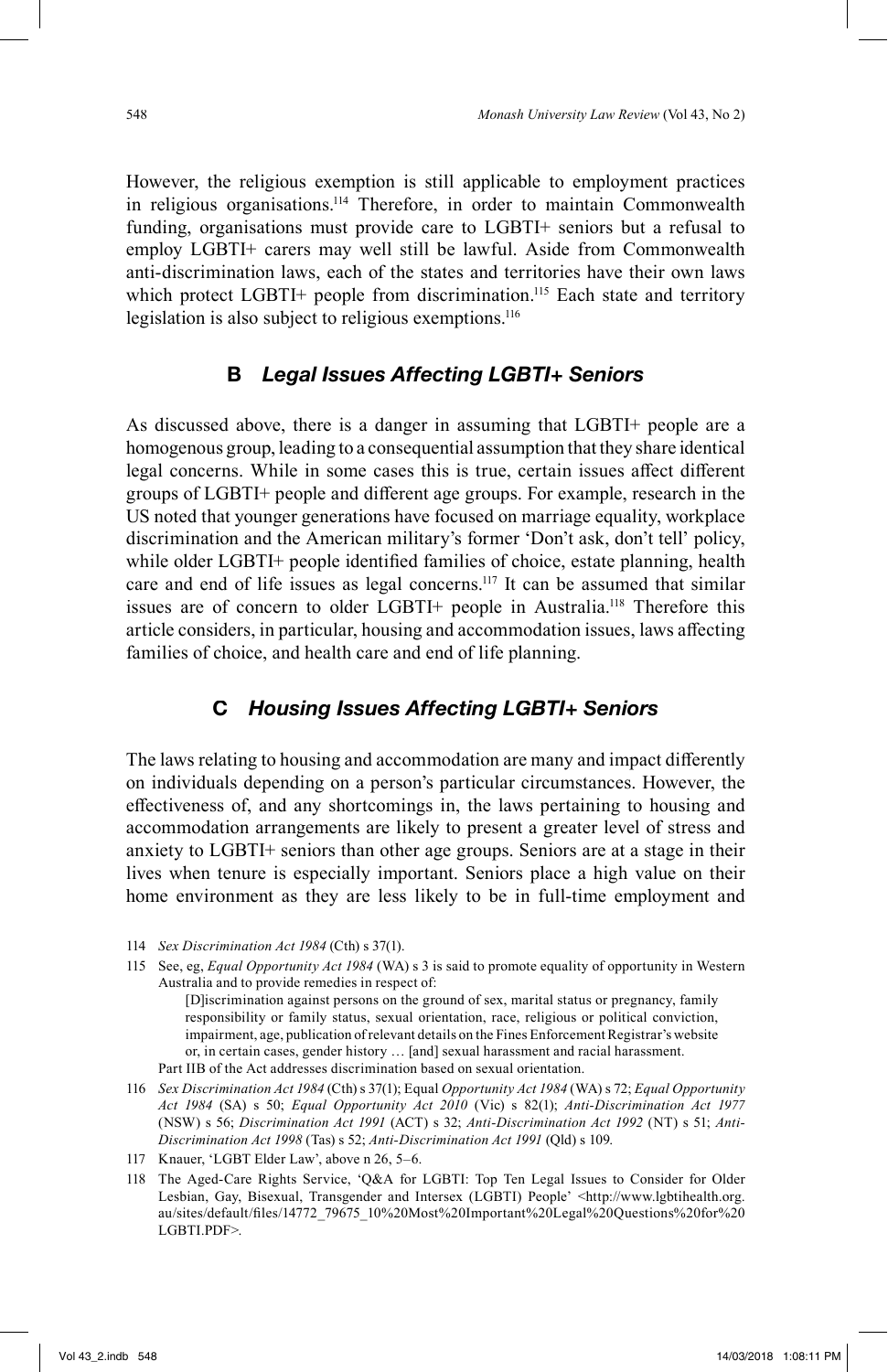However, the religious exemption is still applicable to employment practices in religious organisations.[114] Therefore, in order to maintain Commonwealth funding, organisations must provide care to LGBTI+ seniors but a refusal to employ LGBTI+ carers may well still be lawful. Aside from Commonwealth anti-discrimination laws, each of the states and territories have their own laws which protect LGBTI+ people from discrimination.[115] Each state and territory legislation is also subject to religious exemptions.[116]

### B *Legal Issues Affecting LGBTI+ Seniors*

As discussed above, there is a danger in assuming that LGBTI+ people are a homogenous group, leading to a consequential assumption that they share identical legal concerns. While in some cases this is true, certain issues affect different groups of LGBTI+ people and different age groups. For example, research in the US noted that younger generations have focused on marriage equality, workplace discrimination and the American military's former 'Don't ask, don't tell' policy, while older LGBTI+ people identified families of choice, estate planning, health care and end of life issues as legal concerns.[117] It can be assumed that similar issues are of concern to older LGBTI+ people in Australia.[118] Therefore this article considers, in particular, housing and accommodation issues, laws affecting families of choice, and health care and end of life planning.

### C *Housing Issues Affecting LGBTI+ Seniors*

The laws relating to housing and accommodation are many and impact differently on individuals depending on a person's particular circumstances. However, the effectiveness of, and any shortcomings in, the laws pertaining to housing and accommodation arrangements are likely to present a greater level of stress and anxiety to LGBTI+ seniors than other age groups. Seniors are at a stage in their lives when tenure is especially important. Seniors place a high value on their home environment as they are less likely to be in full-time employment and

---

114 *Sex Discrimination Act 1984* (Cth) s 37(1).

115 See, eg, *Equal Opportunity Act 1984* (WA) s 3 is said to promote equality of opportunity in Western Australia and to provide remedies in respect of:

> [D]iscrimination against persons on the ground of sex, marital status or pregnancy, family responsibility or family status, sexual orientation, race, religious or political conviction, impairment, age, publication of relevant details on the Fines Enforcement Registrar's website or, in certain cases, gender history … [and] sexual harassment and racial harassment.

Part IIB of the Act addresses discrimination based on sexual orientation.

116 *Sex Discrimination Act 1984* (Cth) s 37(1); Equal *Opportunity Act 1984* (WA) s 72; *Equal Opportunity Act 1984* (SA) s 50; *Equal Opportunity Act 2010* (Vic) s 82(1); *Anti-Discrimination Act 1977* (NSW) s 56; *Discrimination Act 1991* (ACT) s 32; *Anti-Discrimination Act 1992* (NT) s 51; *Anti-Discrimination Act 1998* (Tas) s 52; *Anti-Discrimination Act 1991* (Qld) s 109.

117 Knauer, 'LGBT Elder Law', above n 26, 5–6.

118 The Aged-Care Rights Service, 'Q&A for LGBTI: Top Ten Legal Issues to Consider for Older Lesbian, Gay, Bisexual, Transgender and Intersex (LGBTI) People' <http://www.lgbtihealth.org.au/sites/default/files/14772_79675_10%20Most%20Important%20Legal%20Questions%20for%20LGBTI.PDF>.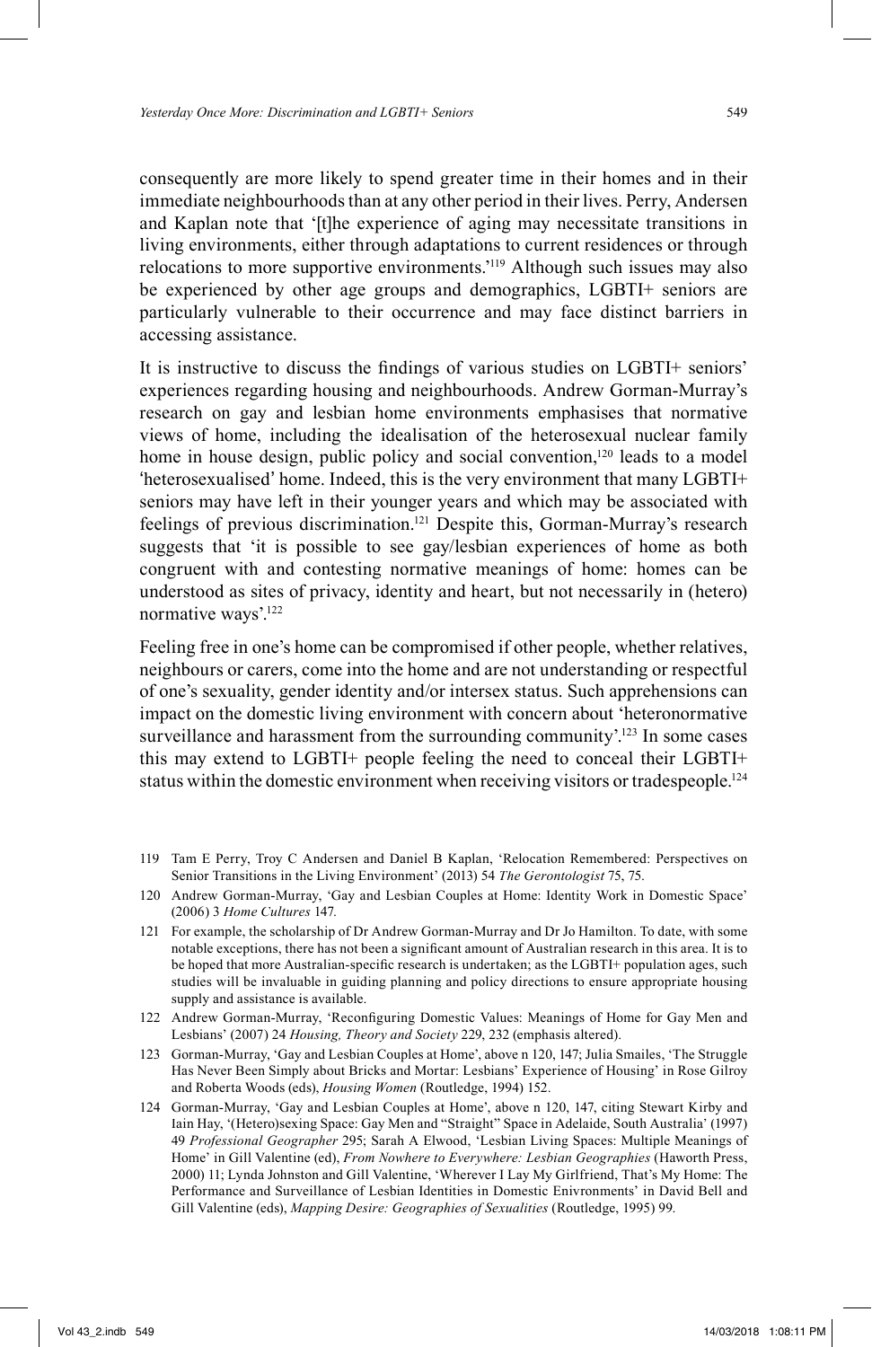consequently are more likely to spend greater time in their homes and in their immediate neighbourhoods than at any other period in their lives. Perry, Andersen and Kaplan note that '[t]he experience of aging may necessitate transitions in living environments, either through adaptations to current residences or through relocations to more supportive environments.'[119] Although such issues may also be experienced by other age groups and demographics, LGBTI+ seniors are particularly vulnerable to their occurrence and may face distinct barriers in accessing assistance.

It is instructive to discuss the findings of various studies on LGBTI+ seniors' experiences regarding housing and neighbourhoods. Andrew Gorman-Murray's research on gay and lesbian home environments emphasises that normative views of home, including the idealisation of the heterosexual nuclear family home in house design, public policy and social convention,[120] leads to a model 'heterosexualised' home. Indeed, this is the very environment that many LGBTI+ seniors may have left in their younger years and which may be associated with feelings of previous discrimination.[121] Despite this, Gorman-Murray's research suggests that 'it is possible to see gay/lesbian experiences of home as both congruent with and contesting normative meanings of home: homes can be understood as sites of privacy, identity and heart, but not necessarily in (hetero) normative ways'.[122]

Feeling free in one's home can be compromised if other people, whether relatives, neighbours or carers, come into the home and are not understanding or respectful of one's sexuality, gender identity and/or intersex status. Such apprehensions can impact on the domestic living environment with concern about 'heteronormative surveillance and harassment from the surrounding community'.[123] In some cases this may extend to LGBTI+ people feeling the need to conceal their LGBTI+ status within the domestic environment when receiving visitors or tradespeople.[124]

---

119 Tam E Perry, Troy C Andersen and Daniel B Kaplan, 'Relocation Remembered: Perspectives on Senior Transitions in the Living Environment' (2013) 54 *The Gerontologist* 75, 75.

120 Andrew Gorman-Murray, 'Gay and Lesbian Couples at Home: Identity Work in Domestic Space' (2006) 3 *Home Cultures* 147.

121 For example, the scholarship of Dr Andrew Gorman-Murray and Dr Jo Hamilton. To date, with some notable exceptions, there has not been a significant amount of Australian research in this area. It is to be hoped that more Australian-specific research is undertaken; as the LGBTI+ population ages, such studies will be invaluable in guiding planning and policy directions to ensure appropriate housing supply and assistance is available.

122 Andrew Gorman-Murray, 'Reconfiguring Domestic Values: Meanings of Home for Gay Men and Lesbians' (2007) 24 *Housing, Theory and Society* 229, 232 (emphasis altered).

123 Gorman-Murray, 'Gay and Lesbian Couples at Home', above n 120, 147; Julia Smailes, 'The Struggle Has Never Been Simply about Bricks and Mortar: Lesbians' Experience of Housing' in Rose Gilroy and Roberta Woods (eds), *Housing Women* (Routledge, 1994) 152.

124 Gorman-Murray, 'Gay and Lesbian Couples at Home', above n 120, 147, citing Stewart Kirby and Iain Hay, '(Hetero)sexing Space: Gay Men and "Straight" Space in Adelaide, South Australia' (1997) 49 *Professional Geographer* 295; Sarah A Elwood, 'Lesbian Living Spaces: Multiple Meanings of Home' in Gill Valentine (ed), *From Nowhere to Everywhere: Lesbian Geographies* (Haworth Press, 2000) 11; Lynda Johnston and Gill Valentine, 'Wherever I Lay My Girlfriend, That's My Home: The Performance and Surveillance of Lesbian Identities in Domestic Enivronments' in David Bell and Gill Valentine (eds), *Mapping Desire: Geographies of Sexualities* (Routledge, 1995) 99.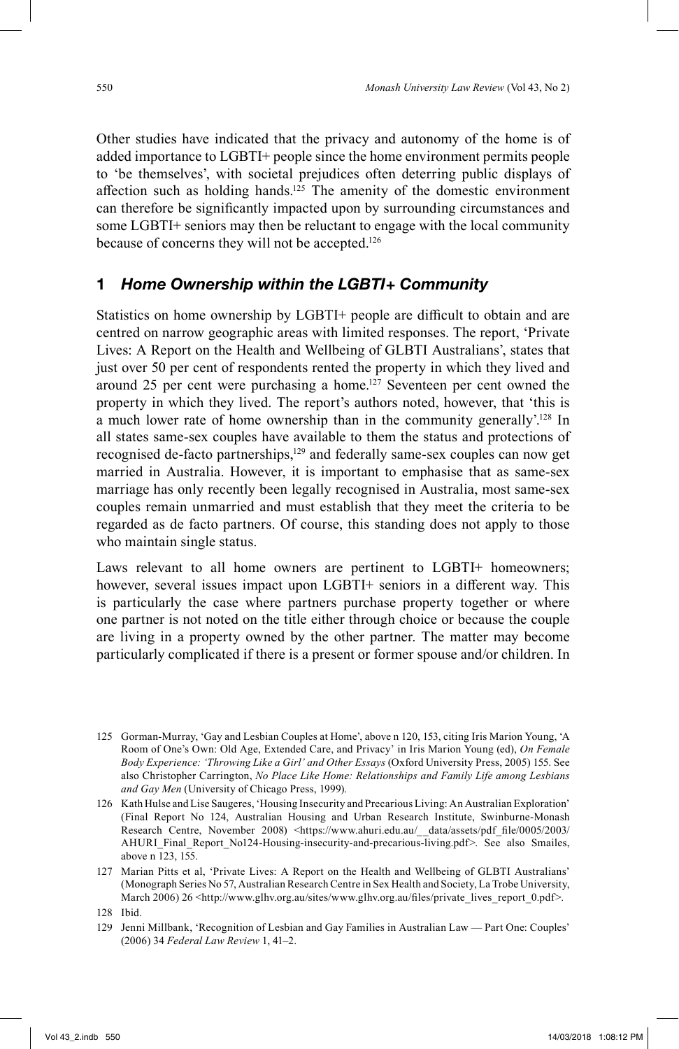Other studies have indicated that the privacy and autonomy of the home is of added importance to LGBTI+ people since the home environment permits people to 'be themselves', with societal prejudices often deterring public displays of affection such as holding hands.[125] The amenity of the domestic environment can therefore be significantly impacted upon by surrounding circumstances and some LGBTI+ seniors may then be reluctant to engage with the local community because of concerns they will not be accepted.[126]

## 1 *Home Ownership within the LGBTI+ Community*

Statistics on home ownership by LGBTI+ people are difficult to obtain and are centred on narrow geographic areas with limited responses. The report, 'Private Lives: A Report on the Health and Wellbeing of GLBTI Australians', states that just over 50 per cent of respondents rented the property in which they lived and around 25 per cent were purchasing a home.[127] Seventeen per cent owned the property in which they lived. The report's authors noted, however, that 'this is a much lower rate of home ownership than in the community generally'.[128] In all states same-sex couples have available to them the status and protections of recognised de-facto partnerships,[129] and federally same-sex couples can now get married in Australia. However, it is important to emphasise that as same-sex marriage has only recently been legally recognised in Australia, most same-sex couples remain unmarried and must establish that they meet the criteria to be regarded as de facto partners. Of course, this standing does not apply to those who maintain single status.

Laws relevant to all home owners are pertinent to LGBTI+ homeowners; however, several issues impact upon LGBTI+ seniors in a different way. This is particularly the case where partners purchase property together or where one partner is not noted on the title either through choice or because the couple are living in a property owned by the other partner. The matter may become particularly complicated if there is a present or former spouse and/or children. In

---

125 Gorman-Murray, 'Gay and Lesbian Couples at Home', above n 120, 153, citing Iris Marion Young, 'A Room of One's Own: Old Age, Extended Care, and Privacy' in Iris Marion Young (ed), *On Female Body Experience: 'Throwing Like a Girl' and Other Essays* (Oxford University Press, 2005) 155. See also Christopher Carrington, *No Place Like Home: Relationships and Family Life among Lesbians and Gay Men* (University of Chicago Press, 1999).

126 Kath Hulse and Lise Saugeres, 'Housing Insecurity and Precarious Living: An Australian Exploration' (Final Report No 124, Australian Housing and Urban Research Institute, Swinburne-Monash Research Centre, November 2008) <https://www.ahuri.edu.au/__data/assets/pdf_file/0005/2003/AHURI_Final_Report_No124-Housing-insecurity-and-precarious-living.pdf>. See also Smailes, above n 123, 155.

127 Marian Pitts et al, 'Private Lives: A Report on the Health and Wellbeing of GLBTI Australians' (Monograph Series No 57, Australian Research Centre in Sex Health and Society, La Trobe University, March 2006) 26 <http://www.glhv.org.au/sites/www.glhv.org.au/files/private_lives_report_0.pdf>.

128 Ibid.

129 Jenni Millbank, 'Recognition of Lesbian and Gay Families in Australian Law — Part One: Couples' (2006) 34 *Federal Law Review* 1, 41–2.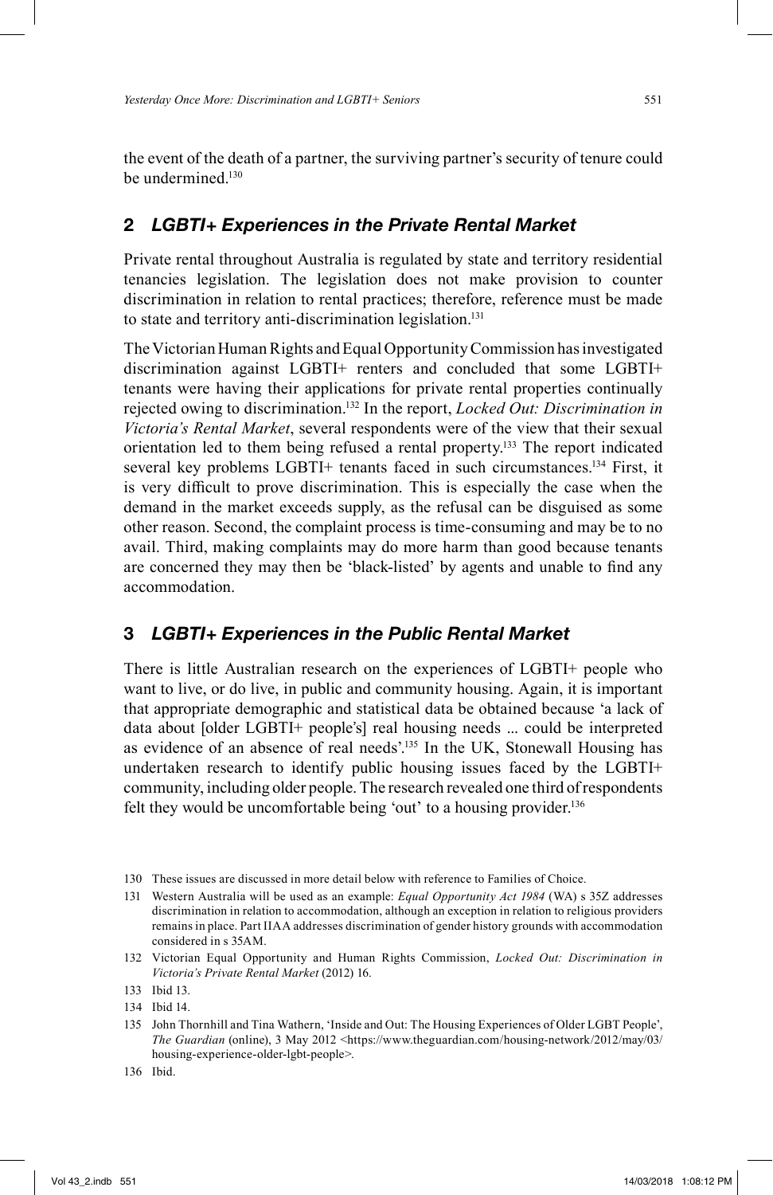the event of the death of a partner, the surviving partner's security of tenure could be undermined.[130]

## 2 *LGBTI+ Experiences in the Private Rental Market*

Private rental throughout Australia is regulated by state and territory residential tenancies legislation. The legislation does not make provision to counter discrimination in relation to rental practices; therefore, reference must be made to state and territory anti-discrimination legislation.[131]

The Victorian Human Rights and Equal Opportunity Commission has investigated discrimination against LGBTI+ renters and concluded that some LGBTI+ tenants were having their applications for private rental properties continually rejected owing to discrimination.[132] In the report, *Locked Out: Discrimination in Victoria's Rental Market*, several respondents were of the view that their sexual orientation led to them being refused a rental property.[133] The report indicated several key problems LGBTI+ tenants faced in such circumstances.[134] First, it is very difficult to prove discrimination. This is especially the case when the demand in the market exceeds supply, as the refusal can be disguised as some other reason. Second, the complaint process is time-consuming and may be to no avail. Third, making complaints may do more harm than good because tenants are concerned they may then be 'black-listed' by agents and unable to find any accommodation.

## 3 *LGBTI+ Experiences in the Public Rental Market*

There is little Australian research on the experiences of LGBTI+ people who want to live, or do live, in public and community housing. Again, it is important that appropriate demographic and statistical data be obtained because 'a lack of data about [older LGBTI+ people's] real housing needs ... could be interpreted as evidence of an absence of real needs'.[135] In the UK, Stonewall Housing has undertaken research to identify public housing issues faced by the LGBTI+ community, including older people. The research revealed one third of respondents felt they would be uncomfortable being 'out' to a housing provider.[136]

---

130 These issues are discussed in more detail below with reference to Families of Choice.

131 Western Australia will be used as an example: *Equal Opportunity Act 1984* (WA) s 35Z addresses discrimination in relation to accommodation, although an exception in relation to religious providers remains in place. Part IIAA addresses discrimination of gender history grounds with accommodation considered in s 35AM.

132 Victorian Equal Opportunity and Human Rights Commission, *Locked Out: Discrimination in Victoria's Private Rental Market* (2012) 16.

133 Ibid 13.

134 Ibid 14.

135 John Thornhill and Tina Wathern, 'Inside and Out: The Housing Experiences of Older LGBT People', *The Guardian* (online), 3 May 2012 <https://www.theguardian.com/housing-network/2012/may/03/housing-experience-older-lgbt-people>.

136 Ibid.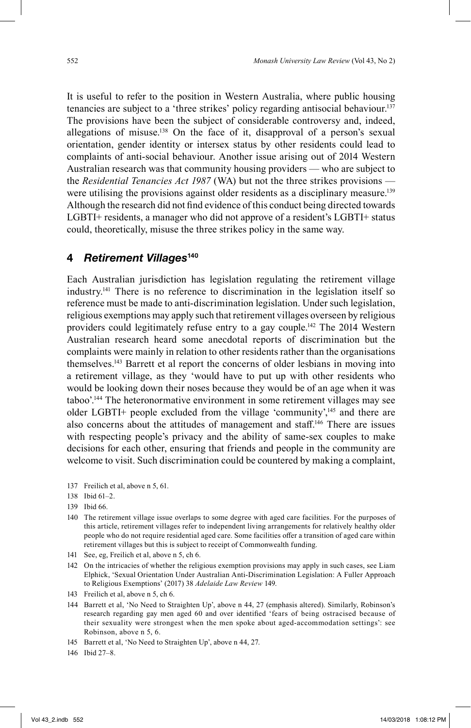It is useful to refer to the position in Western Australia, where public housing tenancies are subject to a 'three strikes' policy regarding antisocial behaviour.[137] The provisions have been the subject of considerable controversy and, indeed, allegations of misuse.[138] On the face of it, disapproval of a person's sexual orientation, gender identity or intersex status by other residents could lead to complaints of anti-social behaviour. Another issue arising out of 2014 Western Australian research was that community housing providers — who are subject to the *Residential Tenancies Act 1987* (WA) but not the three strikes provisions — were utilising the provisions against older residents as a disciplinary measure.[139] Although the research did not find evidence of this conduct being directed towards LGBTI+ residents, a manager who did not approve of a resident's LGBTI+ status could, theoretically, misuse the three strikes policy in the same way.

## 4 *Retirement Villages*[140]

Each Australian jurisdiction has legislation regulating the retirement village industry.[141] There is no reference to discrimination in the legislation itself so reference must be made to anti-discrimination legislation. Under such legislation, religious exemptions may apply such that retirement villages overseen by religious providers could legitimately refuse entry to a gay couple.[142] The 2014 Western Australian research heard some anecdotal reports of discrimination but the complaints were mainly in relation to other residents rather than the organisations themselves.[143] Barrett et al report the concerns of older lesbians in moving into a retirement village, as they 'would have to put up with other residents who would be looking down their noses because they would be of an age when it was taboo'.[144] The heteronormative environment in some retirement villages may see older LGBTI+ people excluded from the village 'community',[145] and there are also concerns about the attitudes of management and staff.[146] There are issues with respecting people's privacy and the ability of same-sex couples to make decisions for each other, ensuring that friends and people in the community are welcome to visit. Such discrimination could be countered by making a complaint,

137 Freilich et al, above n 5, 61.

138 Ibid 61–2.

139 Ibid 66.

140 The retirement village issue overlaps to some degree with aged care facilities. For the purposes of this article, retirement villages refer to independent living arrangements for relatively healthy older people who do not require residential aged care. Some facilities offer a transition of aged care within retirement villages but this is subject to receipt of Commonwealth funding.

141 See, eg, Freilich et al, above n 5, ch 6.

142 On the intricacies of whether the religious exemption provisions may apply in such cases, see Liam Elphick, 'Sexual Orientation Under Australian Anti-Discrimination Legislation: A Fuller Approach to Religious Exemptions' (2017) 38 *Adelaide Law Review* 149.

143 Freilich et al, above n 5, ch 6.

144 Barrett et al, 'No Need to Straighten Up', above n 44, 27 (emphasis altered). Similarly, Robinson's research regarding gay men aged 60 and over identified 'fears of being ostracised because of their sexuality were strongest when the men spoke about aged-accommodation settings': see Robinson, above n 5, 6.

145 Barrett et al, 'No Need to Straighten Up', above n 44, 27.

146 Ibid 27–8.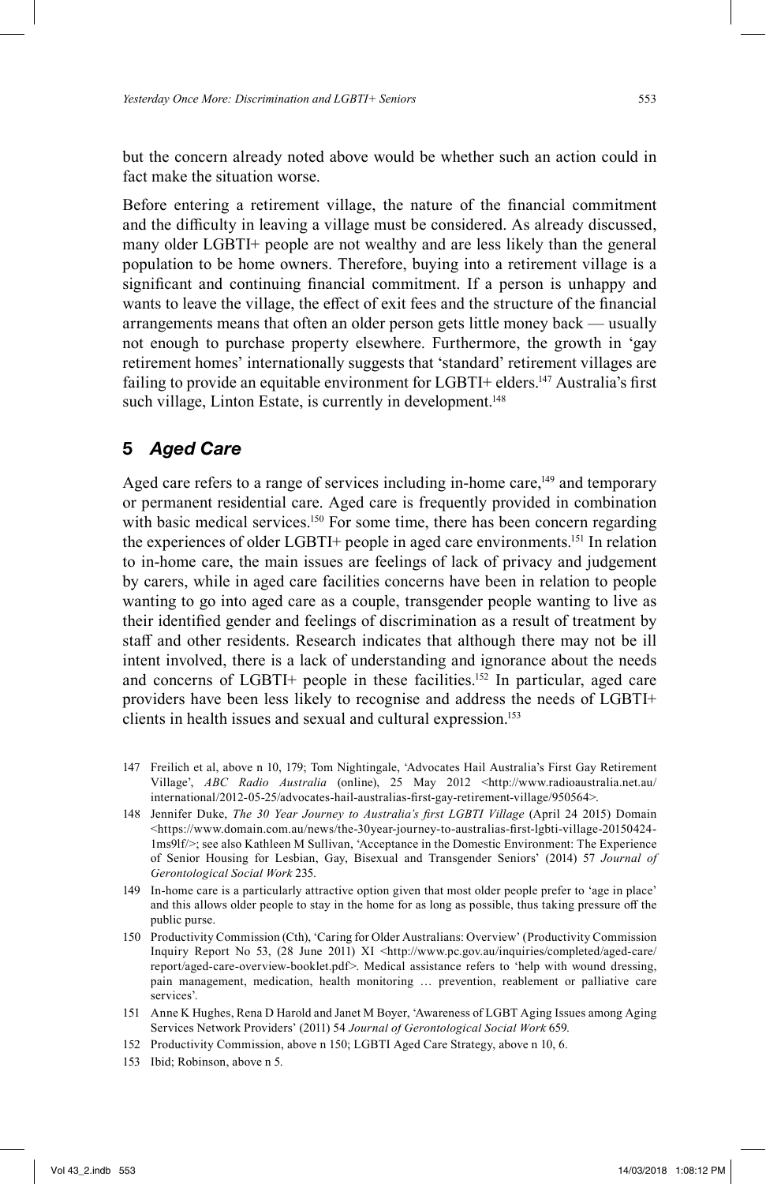but the concern already noted above would be whether such an action could in fact make the situation worse.

Before entering a retirement village, the nature of the financial commitment and the difficulty in leaving a village must be considered. As already discussed, many older LGBTI+ people are not wealthy and are less likely than the general population to be home owners. Therefore, buying into a retirement village is a significant and continuing financial commitment. If a person is unhappy and wants to leave the village, the effect of exit fees and the structure of the financial arrangements means that often an older person gets little money back — usually not enough to purchase property elsewhere. Furthermore, the growth in 'gay retirement homes' internationally suggests that 'standard' retirement villages are failing to provide an equitable environment for LGBTI+ elders.[147] Australia's first such village, Linton Estate, is currently in development.[148]

## 5 *Aged Care*

Aged care refers to a range of services including in-home care,[149] and temporary or permanent residential care. Aged care is frequently provided in combination with basic medical services.[150] For some time, there has been concern regarding the experiences of older LGBTI+ people in aged care environments.[151] In relation to in-home care, the main issues are feelings of lack of privacy and judgement by carers, while in aged care facilities concerns have been in relation to people wanting to go into aged care as a couple, transgender people wanting to live as their identified gender and feelings of discrimination as a result of treatment by staff and other residents. Research indicates that although there may not be ill intent involved, there is a lack of understanding and ignorance about the needs and concerns of LGBTI+ people in these facilities.[152] In particular, aged care providers have been less likely to recognise and address the needs of LGBTI+ clients in health issues and sexual and cultural expression.[153]

---

147 Freilich et al, above n 10, 179; Tom Nightingale, 'Advocates Hail Australia's First Gay Retirement Village', *ABC Radio Australia* (online), 25 May 2012 <http://www.radioaustralia.net.au/international/2012-05-25/advocates-hail-australias-first-gay-retirement-village/950564>.

148 Jennifer Duke, *The 30 Year Journey to Australia's first LGBTI Village* (April 24 2015) Domain <https://www.domain.com.au/news/the-30year-journey-to-australias-first-lgbti-village-20150424-1ms9lf/>; see also Kathleen M Sullivan, 'Acceptance in the Domestic Environment: The Experience of Senior Housing for Lesbian, Gay, Bisexual and Transgender Seniors' (2014) 57 *Journal of Gerontological Social Work* 235.

149 In-home care is a particularly attractive option given that most older people prefer to 'age in place' and this allows older people to stay in the home for as long as possible, thus taking pressure off the public purse.

150 Productivity Commission (Cth), 'Caring for Older Australians: Overview' (Productivity Commission Inquiry Report No 53, (28 June 2011) XI <http://www.pc.gov.au/inquiries/completed/aged-care/report/aged-care-overview-booklet.pdf>. Medical assistance refers to 'help with wound dressing, pain management, medication, health monitoring … prevention, reablement or palliative care services'.

151 Anne K Hughes, Rena D Harold and Janet M Boyer, 'Awareness of LGBT Aging Issues among Aging Services Network Providers' (2011) 54 *Journal of Gerontological Social Work* 659.

152 Productivity Commission, above n 150; LGBTI Aged Care Strategy, above n 10, 6.

153 Ibid; Robinson, above n 5.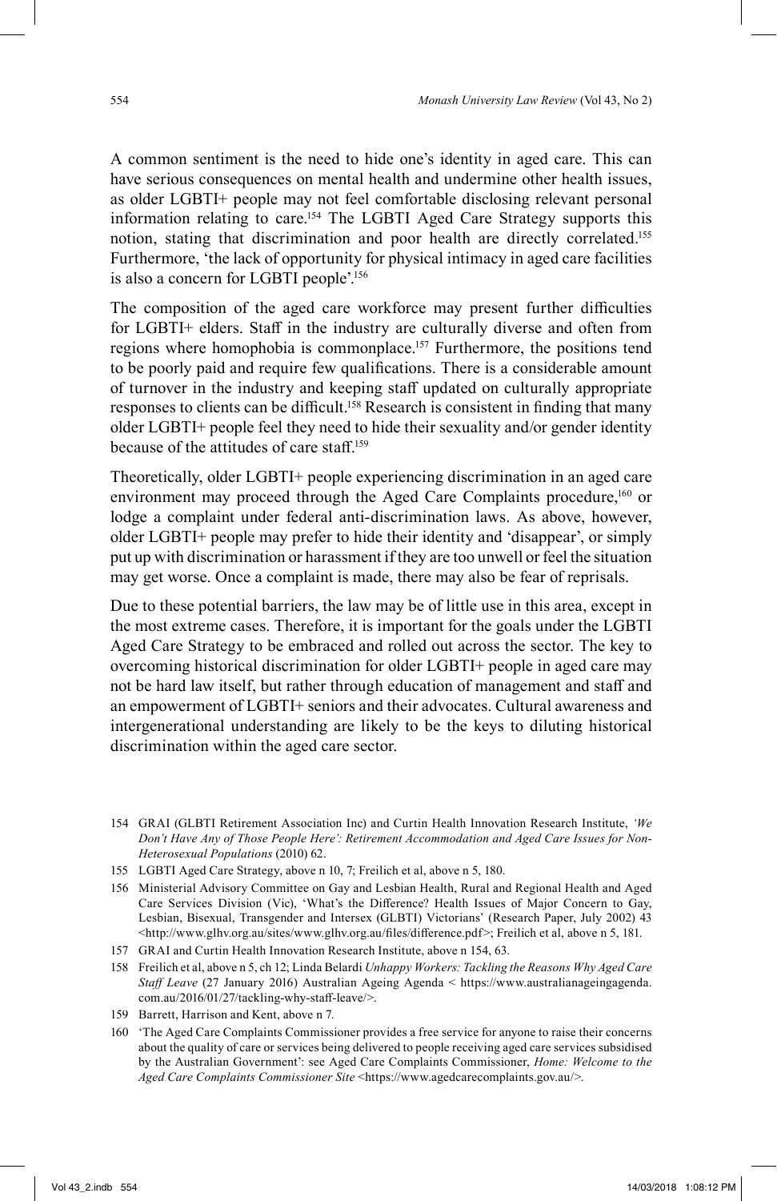A common sentiment is the need to hide one's identity in aged care. This can have serious consequences on mental health and undermine other health issues, as older LGBTI+ people may not feel comfortable disclosing relevant personal information relating to care.[154] The LGBTI Aged Care Strategy supports this notion, stating that discrimination and poor health are directly correlated.[155] Furthermore, 'the lack of opportunity for physical intimacy in aged care facilities is also a concern for LGBTI people'.[156]

The composition of the aged care workforce may present further difficulties for LGBTI+ elders. Staff in the industry are culturally diverse and often from regions where homophobia is commonplace.[157] Furthermore, the positions tend to be poorly paid and require few qualifications. There is a considerable amount of turnover in the industry and keeping staff updated on culturally appropriate responses to clients can be difficult.[158] Research is consistent in finding that many older LGBTI+ people feel they need to hide their sexuality and/or gender identity because of the attitudes of care staff.[159]

Theoretically, older LGBTI+ people experiencing discrimination in an aged care environment may proceed through the Aged Care Complaints procedure,[160] or lodge a complaint under federal anti-discrimination laws. As above, however, older LGBTI+ people may prefer to hide their identity and 'disappear', or simply put up with discrimination or harassment if they are too unwell or feel the situation may get worse. Once a complaint is made, there may also be fear of reprisals.

Due to these potential barriers, the law may be of little use in this area, except in the most extreme cases. Therefore, it is important for the goals under the LGBTI Aged Care Strategy to be embraced and rolled out across the sector. The key to overcoming historical discrimination for older LGBTI+ people in aged care may not be hard law itself, but rather through education of management and staff and an empowerment of LGBTI+ seniors and their advocates. Cultural awareness and intergenerational understanding are likely to be the keys to diluting historical discrimination within the aged care sector.

---

154 GRAI (GLBTI Retirement Association Inc) and Curtin Health Innovation Research Institute, *'We Don't Have Any of Those People Here': Retirement Accommodation and Aged Care Issues for Non-Heterosexual Populations* (2010) 62.

155 LGBTI Aged Care Strategy, above n 10, 7; Freilich et al, above n 5, 180.

156 Ministerial Advisory Committee on Gay and Lesbian Health, Rural and Regional Health and Aged Care Services Division (Vic), 'What's the Difference? Health Issues of Major Concern to Gay, Lesbian, Bisexual, Transgender and Intersex (GLBTI) Victorians' (Research Paper, July 2002) 43 <http://www.glhv.org.au/sites/www.glhv.org.au/files/difference.pdf>; Freilich et al, above n 5, 181.

157 GRAI and Curtin Health Innovation Research Institute, above n 154, 63.

158 Freilich et al, above n 5, ch 12; Linda Belardi *Unhappy Workers: Tackling the Reasons Why Aged Care Staff Leave* (27 January 2016) Australian Ageing Agenda < https://www.australianageingagenda.com.au/2016/01/27/tackling-why-staff-leave/>.

159 Barrett, Harrison and Kent, above n 7.

160 'The Aged Care Complaints Commissioner provides a free service for anyone to raise their concerns about the quality of care or services being delivered to people receiving aged care services subsidised by the Australian Government': see Aged Care Complaints Commissioner, *Home: Welcome to the Aged Care Complaints Commissioner Site* <https://www.agedcarecomplaints.gov.au/>.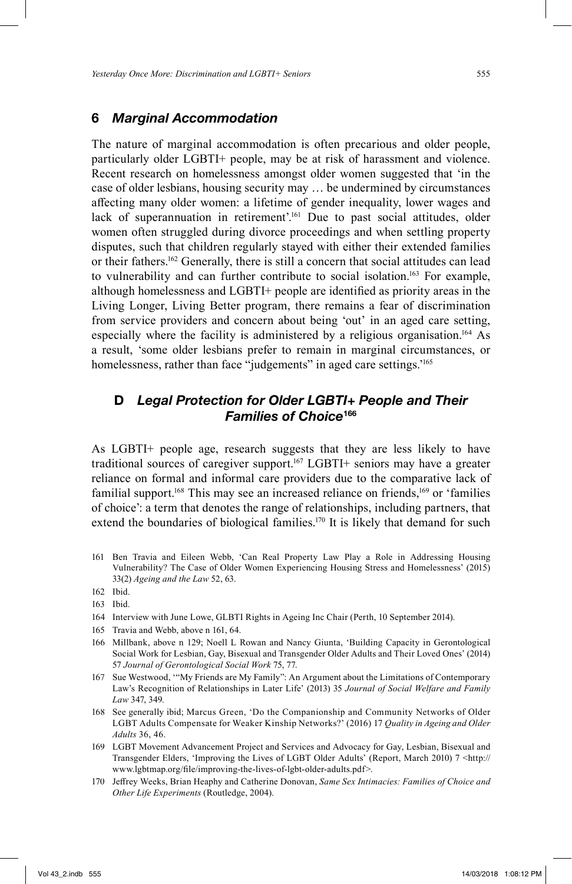### 6 *Marginal Accommodation*

The nature of marginal accommodation is often precarious and older people, particularly older LGBTI+ people, may be at risk of harassment and violence. Recent research on homelessness amongst older women suggested that 'in the case of older lesbians, housing security may … be undermined by circumstances affecting many older women: a lifetime of gender inequality, lower wages and lack of superannuation in retirement'.[161] Due to past social attitudes, older women often struggled during divorce proceedings and when settling property disputes, such that children regularly stayed with either their extended families or their fathers.[162] Generally, there is still a concern that social attitudes can lead to vulnerability and can further contribute to social isolation.[163] For example, although homelessness and LGBTI+ people are identified as priority areas in the Living Longer, Living Better program, there remains a fear of discrimination from service providers and concern about being 'out' in an aged care setting, especially where the facility is administered by a religious organisation.[164] As a result, 'some older lesbians prefer to remain in marginal circumstances, or homelessness, rather than face "judgements" in aged care settings.'[165]

## D *Legal Protection for Older LGBTI+ People and Their Families of Choice*[166]

As LGBTI+ people age, research suggests that they are less likely to have traditional sources of caregiver support.[167] LGBTI+ seniors may have a greater reliance on formal and informal care providers due to the comparative lack of familial support.[168] This may see an increased reliance on friends,[169] or 'families of choice': a term that denotes the range of relationships, including partners, that extend the boundaries of biological families.[170] It is likely that demand for such

161 Ben Travia and Eileen Webb, 'Can Real Property Law Play a Role in Addressing Housing Vulnerability? The Case of Older Women Experiencing Housing Stress and Homelessness' (2015) 33(2) *Ageing and the Law* 52, 63.

162 Ibid.

163 Ibid.

164 Interview with June Lowe, GLBTI Rights in Ageing Inc Chair (Perth, 10 September 2014).

165 Travia and Webb, above n 161, 64.

166 Millbank, above n 129; Noell L Rowan and Nancy Giunta, 'Building Capacity in Gerontological Social Work for Lesbian, Gay, Bisexual and Transgender Older Adults and Their Loved Ones' (2014) 57 *Journal of Gerontological Social Work* 75, 77.

167 Sue Westwood, '"My Friends are My Family": An Argument about the Limitations of Contemporary Law's Recognition of Relationships in Later Life' (2013) 35 *Journal of Social Welfare and Family Law* 347, 349.

168 See generally ibid; Marcus Green, 'Do the Companionship and Community Networks of Older LGBT Adults Compensate for Weaker Kinship Networks?' (2016) 17 *Quality in Ageing and Older Adults* 36, 46.

169 LGBT Movement Advancement Project and Services and Advocacy for Gay, Lesbian, Bisexual and Transgender Elders, 'Improving the Lives of LGBT Older Adults' (Report, March 2010) 7 <http://www.lgbtmap.org/file/improving-the-lives-of-lgbt-older-adults.pdf>.

170 Jeffrey Weeks, Brian Heaphy and Catherine Donovan, *Same Sex Intimacies: Families of Choice and Other Life Experiments* (Routledge, 2004).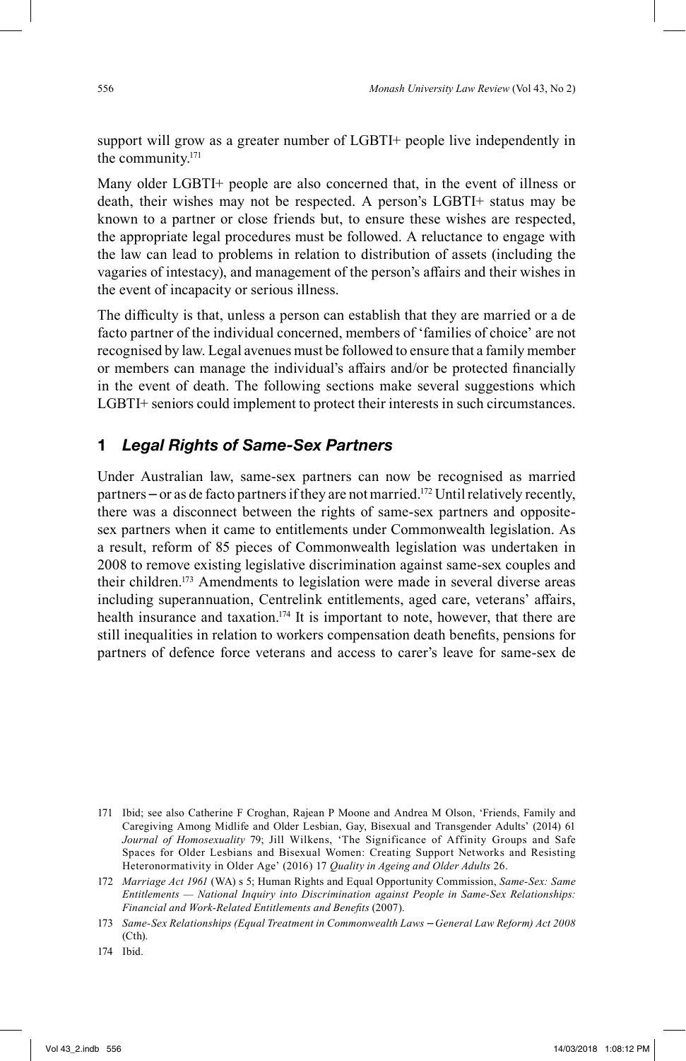support will grow as a greater number of LGBTI+ people live independently in the community.[171]

Many older LGBTI+ people are also concerned that, in the event of illness or death, their wishes may not be respected. A person's LGBTI+ status may be known to a partner or close friends but, to ensure these wishes are respected, the appropriate legal procedures must be followed. A reluctance to engage with the law can lead to problems in relation to distribution of assets (including the vagaries of intestacy), and management of the person's affairs and their wishes in the event of incapacity or serious illness.

The difficulty is that, unless a person can establish that they are married or a de facto partner of the individual concerned, members of 'families of choice' are not recognised by law. Legal avenues must be followed to ensure that a family member or members can manage the individual's affairs and/or be protected financially in the event of death. The following sections make several suggestions which LGBTI+ seniors could implement to protect their interests in such circumstances.

## 1 *Legal Rights of Same-Sex Partners*

Under Australian law, same-sex partners can now be recognised as married partners – or as de facto partners if they are not married.[172] Until relatively recently, there was a disconnect between the rights of same-sex partners and opposite-sex partners when it came to entitlements under Commonwealth legislation. As a result, reform of 85 pieces of Commonwealth legislation was undertaken in 2008 to remove existing legislative discrimination against same-sex couples and their children.[173] Amendments to legislation were made in several diverse areas including superannuation, Centrelink entitlements, aged care, veterans' affairs, health insurance and taxation.[174] It is important to note, however, that there are still inequalities in relation to workers compensation death benefits, pensions for partners of defence force veterans and access to carer's leave for same-sex de

171 Ibid; see also Catherine F Croghan, Rajean P Moone and Andrea M Olson, 'Friends, Family and Caregiving Among Midlife and Older Lesbian, Gay, Bisexual and Transgender Adults' (2014) 61 *Journal of Homosexuality* 79; Jill Wilkens, 'The Significance of Affinity Groups and Safe Spaces for Older Lesbians and Bisexual Women: Creating Support Networks and Resisting Heteronormativity in Older Age' (2016) 17 *Quality in Ageing and Older Adults* 26.

172 *Marriage Act 1961* (WA) s 5; Human Rights and Equal Opportunity Commission, *Same-Sex: Same Entitlements — National Inquiry into Discrimination against People in Same-Sex Relationships: Financial and Work-Related Entitlements and Benefits* (2007).

173 *Same-Sex Relationships (Equal Treatment in Commonwealth Laws – General Law Reform) Act 2008* (Cth).

174 Ibid.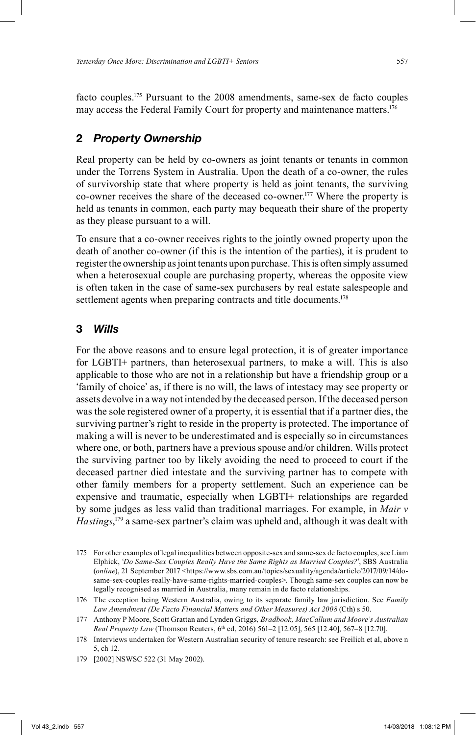facto couples.[175] Pursuant to the 2008 amendments, same-sex de facto couples may access the Federal Family Court for property and maintenance matters.[176]

## 2 *Property Ownership*

Real property can be held by co-owners as joint tenants or tenants in common under the Torrens System in Australia. Upon the death of a co-owner, the rules of survivorship state that where property is held as joint tenants, the surviving co-owner receives the share of the deceased co-owner.[177] Where the property is held as tenants in common, each party may bequeath their share of the property as they please pursuant to a will.

To ensure that a co-owner receives rights to the jointly owned property upon the death of another co-owner (if this is the intention of the parties), it is prudent to register the ownership as joint tenants upon purchase. This is often simply assumed when a heterosexual couple are purchasing property, whereas the opposite view is often taken in the case of same-sex purchasers by real estate salespeople and settlement agents when preparing contracts and title documents.[178]

## 3 *Wills*

For the above reasons and to ensure legal protection, it is of greater importance for LGBTI+ partners, than heterosexual partners, to make a will. This is also applicable to those who are not in a relationship but have a friendship group or a 'family of choice' as, if there is no will, the laws of intestacy may see property or assets devolve in a way not intended by the deceased person. If the deceased person was the sole registered owner of a property, it is essential that if a partner dies, the surviving partner's right to reside in the property is protected. The importance of making a will is never to be underestimated and is especially so in circumstances where one, or both, partners have a previous spouse and/or children. Wills protect the surviving partner too by likely avoiding the need to proceed to court if the deceased partner died intestate and the surviving partner has to compete with other family members for a property settlement. Such an experience can be expensive and traumatic, especially when LGBTI+ relationships are regarded by some judges as less valid than traditional marriages. For example, in *Mair v Hastings*,[179] a same-sex partner's claim was upheld and, although it was dealt with

---

175 For other examples of legal inequalities between opposite-sex and same-sex de facto couples, see Liam Elphick, '*Do Same-Sex Couples Really Have the Same Rights as Married Couples?*', SBS Australia (*online*), 21 September 2017 <https://www.sbs.com.au/topics/sexuality/agenda/article/2017/09/14/do-same-sex-couples-really-have-same-rights-married-couples>. Though same-sex couples can now be legally recognised as married in Australia, many remain in de facto relationships.

176 The exception being Western Australia, owing to its separate family law jurisdiction. See *Family Law Amendment (De Facto Financial Matters and Other Measures) Act 2008* (Cth) s 50.

177 Anthony P Moore, Scott Grattan and Lynden Griggs*, Bradbook, MacCallum and Moore's Australian Real Property Law* (Thomson Reuters, 6th ed, 2016) 561–2 [12.05], 565 [12.40], 567–8 [12.70].

178 Interviews undertaken for Western Australian security of tenure research: see Freilich et al, above n 5, ch 12.

179 [2002] NSWSC 522 (31 May 2002).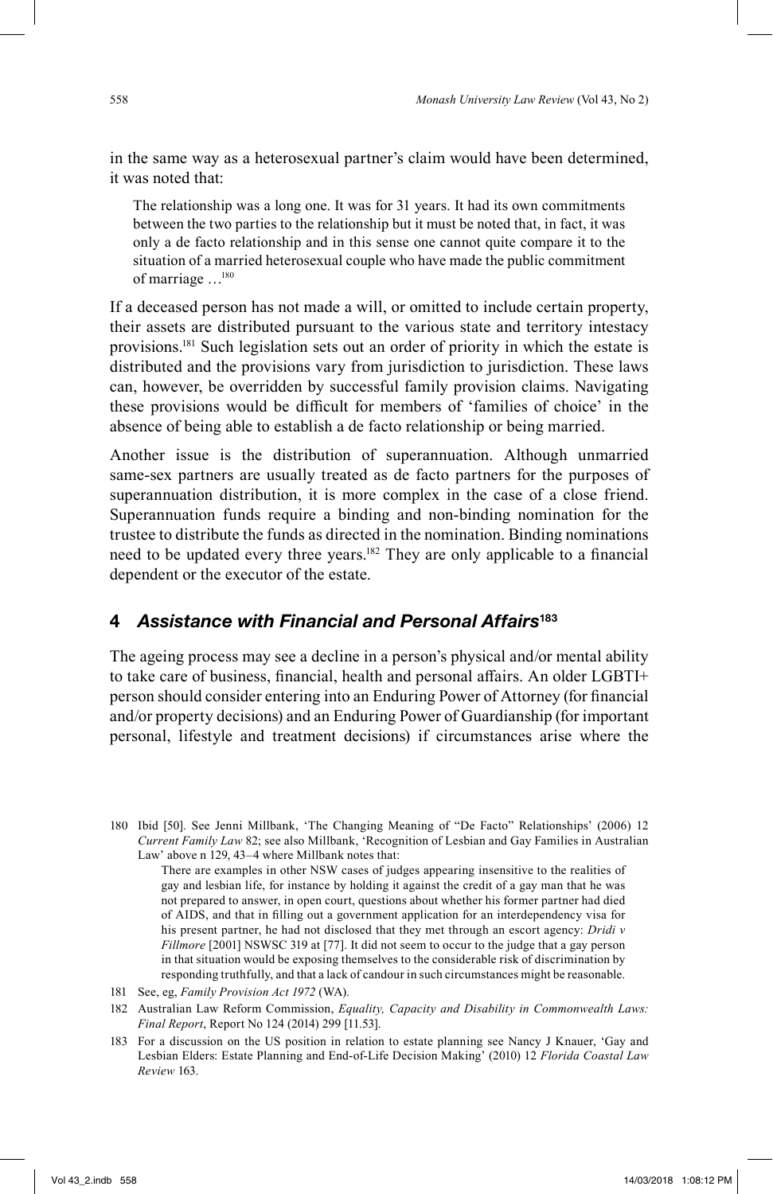in the same way as a heterosexual partner's claim would have been determined, it was noted that:

> The relationship was a long one. It was for 31 years. It had its own commitments between the two parties to the relationship but it must be noted that, in fact, it was only a de facto relationship and in this sense one cannot quite compare it to the situation of a married heterosexual couple who have made the public commitment of marriage …[180]

If a deceased person has not made a will, or omitted to include certain property, their assets are distributed pursuant to the various state and territory intestacy provisions.[181] Such legislation sets out an order of priority in which the estate is distributed and the provisions vary from jurisdiction to jurisdiction. These laws can, however, be overridden by successful family provision claims. Navigating these provisions would be difficult for members of 'families of choice' in the absence of being able to establish a de facto relationship or being married.

Another issue is the distribution of superannuation. Although unmarried same-sex partners are usually treated as de facto partners for the purposes of superannuation distribution, it is more complex in the case of a close friend. Superannuation funds require a binding and non-binding nomination for the trustee to distribute the funds as directed in the nomination. Binding nominations need to be updated every three years.[182] They are only applicable to a financial dependent or the executor of the estate.

## 4 *Assistance with Financial and Personal Affairs*[183]

The ageing process may see a decline in a person's physical and/or mental ability to take care of business, financial, health and personal affairs. An older LGBTI+ person should consider entering into an Enduring Power of Attorney (for financial and/or property decisions) and an Enduring Power of Guardianship (for important personal, lifestyle and treatment decisions) if circumstances arise where the

---

180 Ibid [50]. See Jenni Millbank, 'The Changing Meaning of "De Facto" Relationships' (2006) 12 *Current Family Law* 82; see also Millbank, 'Recognition of Lesbian and Gay Families in Australian Law' above n 129, 43–4 where Millbank notes that:

> There are examples in other NSW cases of judges appearing insensitive to the realities of gay and lesbian life, for instance by holding it against the credit of a gay man that he was not prepared to answer, in open court, questions about whether his former partner had died of AIDS, and that in filling out a government application for an interdependency visa for his present partner, he had not disclosed that they met through an escort agency: *Dridi v Fillmore* [2001] NSWSC 319 at [77]. It did not seem to occur to the judge that a gay person in that situation would be exposing themselves to the considerable risk of discrimination by responding truthfully, and that a lack of candour in such circumstances might be reasonable.

181 See, eg, *Family Provision Act 1972* (WA).

182 Australian Law Reform Commission, *Equality, Capacity and Disability in Commonwealth Laws: Final Report*, Report No 124 (2014) 299 [11.53].

183 For a discussion on the US position in relation to estate planning see Nancy J Knauer, 'Gay and Lesbian Elders: Estate Planning and End-of-Life Decision Making' (2010) 12 *Florida Coastal Law Review* 163.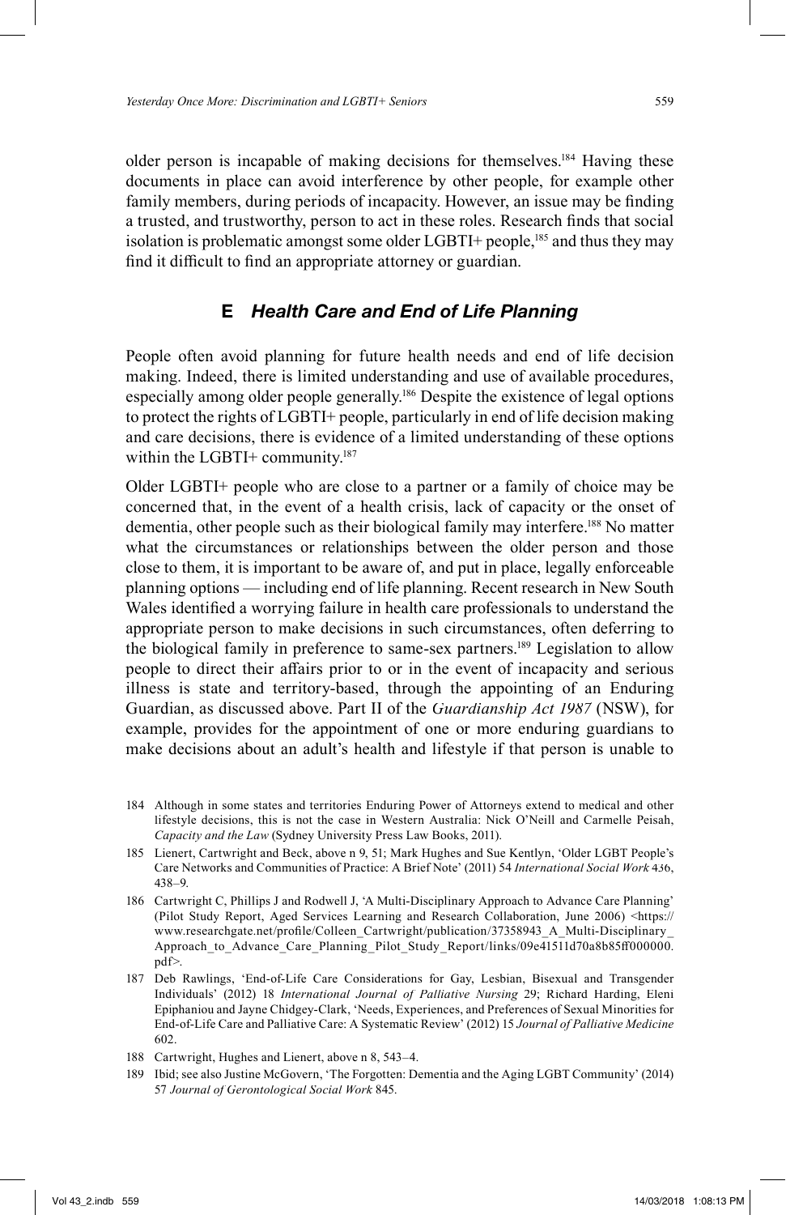older person is incapable of making decisions for themselves.[184] Having these documents in place can avoid interference by other people, for example other family members, during periods of incapacity. However, an issue may be finding a trusted, and trustworthy, person to act in these roles. Research finds that social isolation is problematic amongst some older LGBTI+ people,[185] and thus they may find it difficult to find an appropriate attorney or guardian.

### E *Health Care and End of Life Planning*

People often avoid planning for future health needs and end of life decision making. Indeed, there is limited understanding and use of available procedures, especially among older people generally.[186] Despite the existence of legal options to protect the rights of LGBTI+ people, particularly in end of life decision making and care decisions, there is evidence of a limited understanding of these options within the LGBTI+ community.[187]

Older LGBTI+ people who are close to a partner or a family of choice may be concerned that, in the event of a health crisis, lack of capacity or the onset of dementia, other people such as their biological family may interfere.[188] No matter what the circumstances or relationships between the older person and those close to them, it is important to be aware of, and put in place, legally enforceable planning options — including end of life planning. Recent research in New South Wales identified a worrying failure in health care professionals to understand the appropriate person to make decisions in such circumstances, often deferring to the biological family in preference to same-sex partners.[189] Legislation to allow people to direct their affairs prior to or in the event of incapacity and serious illness is state and territory-based, through the appointing of an Enduring Guardian, as discussed above. Part II of the *Guardianship Act 1987* (NSW), for example, provides for the appointment of one or more enduring guardians to make decisions about an adult's health and lifestyle if that person is unable to

184 Although in some states and territories Enduring Power of Attorneys extend to medical and other lifestyle decisions, this is not the case in Western Australia: Nick O'Neill and Carmelle Peisah, *Capacity and the Law* (Sydney University Press Law Books, 2011).

185 Lienert, Cartwright and Beck, above n 9, 51; Mark Hughes and Sue Kentlyn, 'Older LGBT People's Care Networks and Communities of Practice: A Brief Note' (2011) 54 *International Social Work* 436, 438–9.

186 Cartwright C, Phillips J and Rodwell J, 'A Multi-Disciplinary Approach to Advance Care Planning' (Pilot Study Report, Aged Services Learning and Research Collaboration, June 2006) <https://www.researchgate.net/profile/Colleen_Cartwright/publication/37358943_A_Multi-Disciplinary_Approach_to_Advance_Care_Planning_Pilot_Study_Report/links/09e41511d70a8b85ff000000.pdf>.

187 Deb Rawlings, 'End-of-Life Care Considerations for Gay, Lesbian, Bisexual and Transgender Individuals' (2012) 18 *International Journal of Palliative Nursing* 29; Richard Harding, Eleni Epiphaniou and Jayne Chidgey-Clark, 'Needs, Experiences, and Preferences of Sexual Minorities for End-of-Life Care and Palliative Care: A Systematic Review' (2012) 15 *Journal of Palliative Medicine* 602.

188 Cartwright, Hughes and Lienert, above n 8, 543–4.

189 Ibid; see also Justine McGovern, 'The Forgotten: Dementia and the Aging LGBT Community' (2014) 57 *Journal of Gerontological Social Work* 845.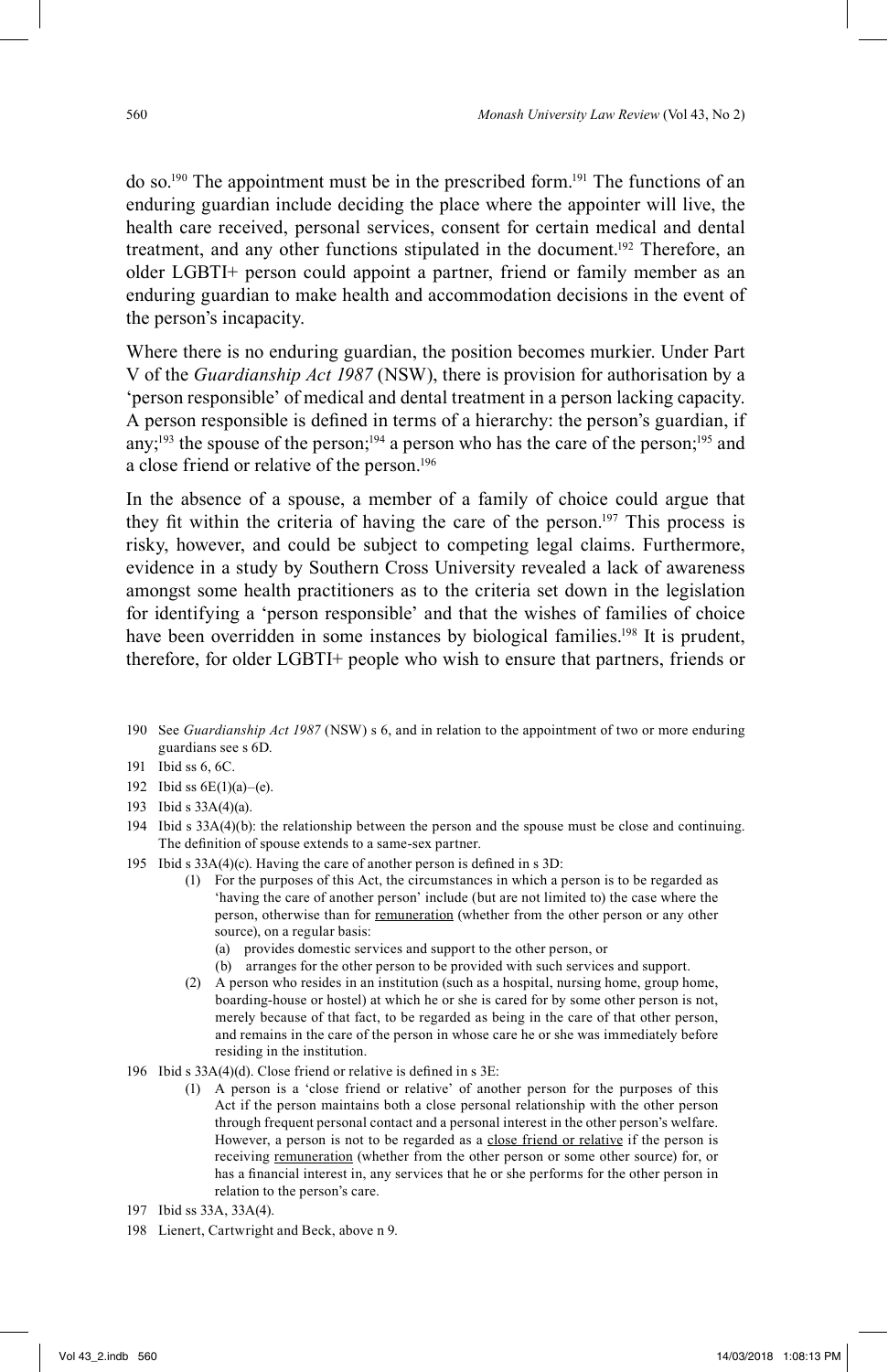do so.[190] The appointment must be in the prescribed form.[191] The functions of an enduring guardian include deciding the place where the appointer will live, the health care received, personal services, consent for certain medical and dental treatment, and any other functions stipulated in the document.[192] Therefore, an older LGBTI+ person could appoint a partner, friend or family member as an enduring guardian to make health and accommodation decisions in the event of the person's incapacity.

Where there is no enduring guardian, the position becomes murkier. Under Part V of the *Guardianship Act 1987* (NSW), there is provision for authorisation by a 'person responsible' of medical and dental treatment in a person lacking capacity. A person responsible is defined in terms of a hierarchy: the person's guardian, if any;[193] the spouse of the person;[194] a person who has the care of the person;[195] and a close friend or relative of the person.[196]

In the absence of a spouse, a member of a family of choice could argue that they fit within the criteria of having the care of the person.[197] This process is risky, however, and could be subject to competing legal claims. Furthermore, evidence in a study by Southern Cross University revealed a lack of awareness amongst some health practitioners as to the criteria set down in the legislation for identifying a 'person responsible' and that the wishes of families of choice have been overridden in some instances by biological families.[198] It is prudent, therefore, for older LGBTI+ people who wish to ensure that partners, friends or

---

190 See *Guardianship Act 1987* (NSW) s 6, and in relation to the appointment of two or more enduring guardians see s 6D.

191 Ibid ss 6, 6C.

192 Ibid ss 6E(1)(a)–(e).

193 Ibid s 33A(4)(a).

194 Ibid s 33A(4)(b): the relationship between the person and the spouse must be close and continuing. The definition of spouse extends to a same-sex partner.

195 Ibid s 33A(4)(c). Having the care of another person is defined in s 3D:

> (1) For the purposes of this Act, the circumstances in which a person is to be regarded as 'having the care of another person' include (but are not limited to) the case where the person, otherwise than for remuneration (whether from the other person or any other source), on a regular basis:
>
> (a) provides domestic services and support to the other person, or
>
> (b) arranges for the other person to be provided with such services and support.
>
> (2) A person who resides in an institution (such as a hospital, nursing home, group home, boarding-house or hostel) at which he or she is cared for by some other person is not, merely because of that fact, to be regarded as being in the care of that other person, and remains in the care of the person in whose care he or she was immediately before residing in the institution.

196 Ibid s 33A(4)(d). Close friend or relative is defined in s 3E:

> (1) A person is a 'close friend or relative' of another person for the purposes of this Act if the person maintains both a close personal relationship with the other person through frequent personal contact and a personal interest in the other person's welfare. However, a person is not to be regarded as a close friend or relative if the person is receiving remuneration (whether from the other person or some other source) for, or has a financial interest in, any services that he or she performs for the other person in relation to the person's care.

197 Ibid ss 33A, 33A(4).

198 Lienert, Cartwright and Beck, above n 9.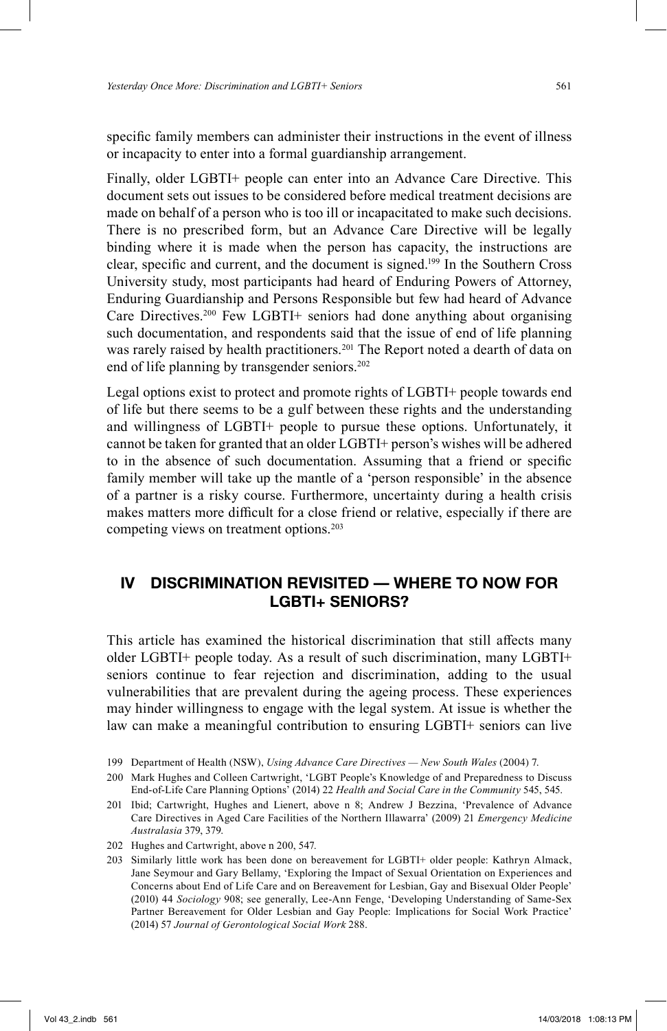specific family members can administer their instructions in the event of illness or incapacity to enter into a formal guardianship arrangement.

Finally, older LGBTI+ people can enter into an Advance Care Directive. This document sets out issues to be considered before medical treatment decisions are made on behalf of a person who is too ill or incapacitated to make such decisions. There is no prescribed form, but an Advance Care Directive will be legally binding where it is made when the person has capacity, the instructions are clear, specific and current, and the document is signed.[199] In the Southern Cross University study, most participants had heard of Enduring Powers of Attorney, Enduring Guardianship and Persons Responsible but few had heard of Advance Care Directives.[200] Few LGBTI+ seniors had done anything about organising such documentation, and respondents said that the issue of end of life planning was rarely raised by health practitioners.[201] The Report noted a dearth of data on end of life planning by transgender seniors.[202]

Legal options exist to protect and promote rights of LGBTI+ people towards end of life but there seems to be a gulf between these rights and the understanding and willingness of LGBTI+ people to pursue these options. Unfortunately, it cannot be taken for granted that an older LGBTI+ person's wishes will be adhered to in the absence of such documentation. Assuming that a friend or specific family member will take up the mantle of a 'person responsible' in the absence of a partner is a risky course. Furthermore, uncertainty during a health crisis makes matters more difficult for a close friend or relative, especially if there are competing views on treatment options.[203]

## IV DISCRIMINATION REVISITED — WHERE TO NOW FOR LGBTI+ SENIORS?

This article has examined the historical discrimination that still affects many older LGBTI+ people today. As a result of such discrimination, many LGBTI+ seniors continue to fear rejection and discrimination, adding to the usual vulnerabilities that are prevalent during the ageing process. These experiences may hinder willingness to engage with the legal system. At issue is whether the law can make a meaningful contribution to ensuring LGBTI+ seniors can live

---

199 Department of Health (NSW), *Using Advance Care Directives — New South Wales* (2004) 7.

200 Mark Hughes and Colleen Cartwright, 'LGBT People's Knowledge of and Preparedness to Discuss End-of-Life Care Planning Options' (2014) 22 *Health and Social Care in the Community* 545, 545.

201 Ibid; Cartwright, Hughes and Lienert, above n 8; Andrew J Bezzina, 'Prevalence of Advance Care Directives in Aged Care Facilities of the Northern Illawarra' (2009) 21 *Emergency Medicine Australasia* 379, 379.

202 Hughes and Cartwright, above n 200, 547.

203 Similarly little work has been done on bereavement for LGBTI+ older people: Kathryn Almack, Jane Seymour and Gary Bellamy, 'Exploring the Impact of Sexual Orientation on Experiences and Concerns about End of Life Care and on Bereavement for Lesbian, Gay and Bisexual Older People' (2010) 44 *Sociology* 908; see generally, Lee-Ann Fenge, 'Developing Understanding of Same-Sex Partner Bereavement for Older Lesbian and Gay People: Implications for Social Work Practice' (2014) 57 *Journal of Gerontological Social Work* 288.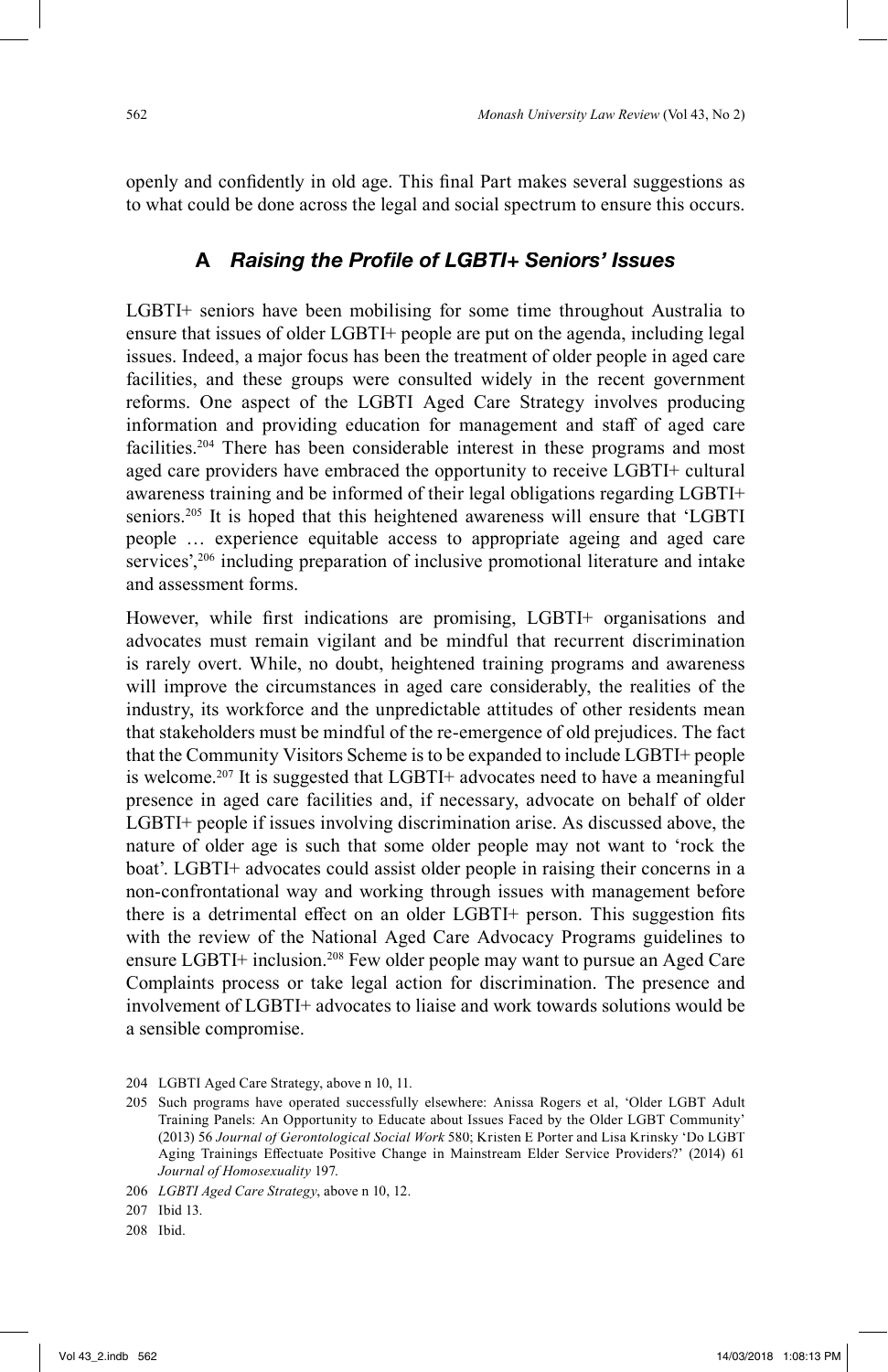openly and confidently in old age. This final Part makes several suggestions as to what could be done across the legal and social spectrum to ensure this occurs.

### A *Raising the Profile of LGBTI+ Seniors' Issues*

LGBTI+ seniors have been mobilising for some time throughout Australia to ensure that issues of older LGBTI+ people are put on the agenda, including legal issues. Indeed, a major focus has been the treatment of older people in aged care facilities, and these groups were consulted widely in the recent government reforms. One aspect of the LGBTI Aged Care Strategy involves producing information and providing education for management and staff of aged care facilities.[204] There has been considerable interest in these programs and most aged care providers have embraced the opportunity to receive LGBTI+ cultural awareness training and be informed of their legal obligations regarding LGBTI+ seniors.[205] It is hoped that this heightened awareness will ensure that 'LGBTI people … experience equitable access to appropriate ageing and aged care services',[206] including preparation of inclusive promotional literature and intake and assessment forms.

However, while first indications are promising, LGBTI+ organisations and advocates must remain vigilant and be mindful that recurrent discrimination is rarely overt. While, no doubt, heightened training programs and awareness will improve the circumstances in aged care considerably, the realities of the industry, its workforce and the unpredictable attitudes of other residents mean that stakeholders must be mindful of the re-emergence of old prejudices. The fact that the Community Visitors Scheme is to be expanded to include LGBTI+ people is welcome.[207] It is suggested that LGBTI+ advocates need to have a meaningful presence in aged care facilities and, if necessary, advocate on behalf of older LGBTI+ people if issues involving discrimination arise. As discussed above, the nature of older age is such that some older people may not want to 'rock the boat'. LGBTI+ advocates could assist older people in raising their concerns in a non-confrontational way and working through issues with management before there is a detrimental effect on an older LGBTI+ person. This suggestion fits with the review of the National Aged Care Advocacy Programs guidelines to ensure LGBTI+ inclusion.[208] Few older people may want to pursue an Aged Care Complaints process or take legal action for discrimination. The presence and involvement of LGBTI+ advocates to liaise and work towards solutions would be a sensible compromise.

---

204 LGBTI Aged Care Strategy, above n 10, 11.

205 Such programs have operated successfully elsewhere: Anissa Rogers et al, 'Older LGBT Adult Training Panels: An Opportunity to Educate about Issues Faced by the Older LGBT Community' (2013) 56 *Journal of Gerontological Social Work* 580; Kristen E Porter and Lisa Krinsky 'Do LGBT Aging Trainings Effectuate Positive Change in Mainstream Elder Service Providers?' (2014) 61 *Journal of Homosexuality* 197.

206 *LGBTI Aged Care Strategy*, above n 10, 12.

207 Ibid 13.

208 Ibid.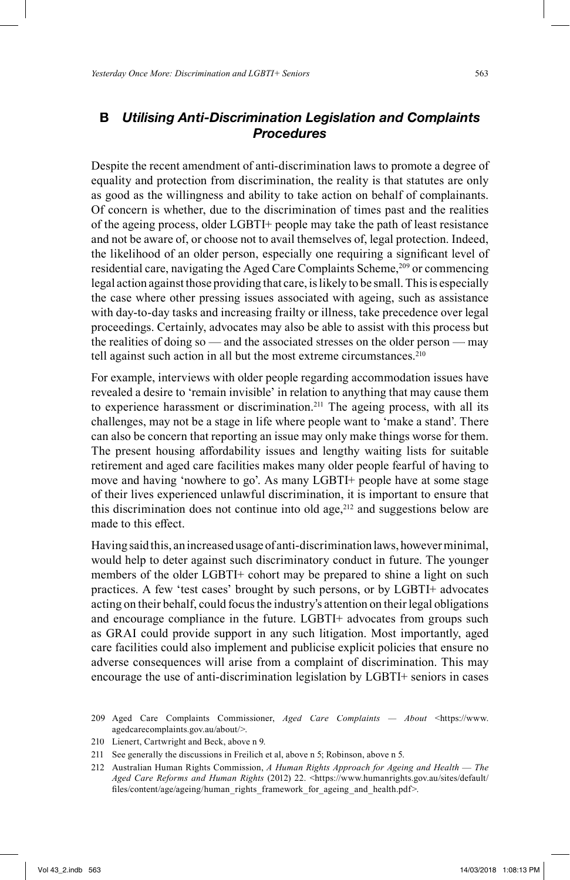## B *Utilising Anti-Discrimination Legislation and Complaints Procedures*

Despite the recent amendment of anti-discrimination laws to promote a degree of equality and protection from discrimination, the reality is that statutes are only as good as the willingness and ability to take action on behalf of complainants. Of concern is whether, due to the discrimination of times past and the realities of the ageing process, older LGBTI+ people may take the path of least resistance and not be aware of, or choose not to avail themselves of, legal protection. Indeed, the likelihood of an older person, especially one requiring a significant level of residential care, navigating the Aged Care Complaints Scheme,[209] or commencing legal action against those providing that care, is likely to be small. This is especially the case where other pressing issues associated with ageing, such as assistance with day-to-day tasks and increasing frailty or illness, take precedence over legal proceedings. Certainly, advocates may also be able to assist with this process but the realities of doing so — and the associated stresses on the older person — may tell against such action in all but the most extreme circumstances.[210]

For example, interviews with older people regarding accommodation issues have revealed a desire to 'remain invisible' in relation to anything that may cause them to experience harassment or discrimination.[211] The ageing process, with all its challenges, may not be a stage in life where people want to 'make a stand'. There can also be concern that reporting an issue may only make things worse for them. The present housing affordability issues and lengthy waiting lists for suitable retirement and aged care facilities makes many older people fearful of having to move and having 'nowhere to go'. As many LGBTI+ people have at some stage of their lives experienced unlawful discrimination, it is important to ensure that this discrimination does not continue into old age,[212] and suggestions below are made to this effect.

Having said this, an increased usage of anti-discrimination laws, however minimal, would help to deter against such discriminatory conduct in future. The younger members of the older LGBTI+ cohort may be prepared to shine a light on such practices. A few 'test cases' brought by such persons, or by LGBTI+ advocates acting on their behalf, could focus the industry's attention on their legal obligations and encourage compliance in the future. LGBTI+ advocates from groups such as GRAI could provide support in any such litigation. Most importantly, aged care facilities could also implement and publicise explicit policies that ensure no adverse consequences will arise from a complaint of discrimination. This may encourage the use of anti-discrimination legislation by LGBTI+ seniors in cases

---

209 Aged Care Complaints Commissioner, *Aged Care Complaints — About* <https://www.agedcarecomplaints.gov.au/about/>.

210 Lienert, Cartwright and Beck, above n 9.

211 See generally the discussions in Freilich et al, above n 5; Robinson, above n 5.

212 Australian Human Rights Commission, *A Human Rights Approach for Ageing and Health — The Aged Care Reforms and Human Rights* (2012) 22. <https://www.humanrights.gov.au/sites/default/files/content/age/ageing/human_rights_framework_for_ageing_and_health.pdf>.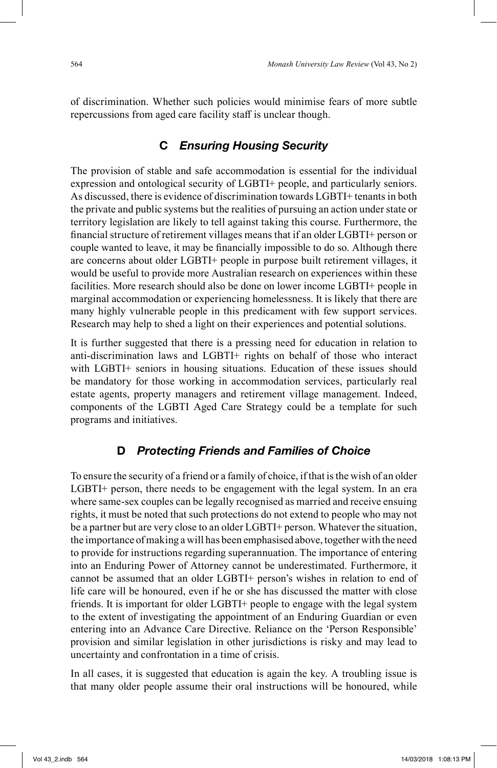of discrimination. Whether such policies would minimise fears of more subtle repercussions from aged care facility staff is unclear though.

### C *Ensuring Housing Security*

The provision of stable and safe accommodation is essential for the individual expression and ontological security of LGBTI+ people, and particularly seniors. As discussed, there is evidence of discrimination towards LGBTI+ tenants in both the private and public systems but the realities of pursuing an action under state or territory legislation are likely to tell against taking this course. Furthermore, the financial structure of retirement villages means that if an older LGBTI+ person or couple wanted to leave, it may be financially impossible to do so. Although there are concerns about older LGBTI+ people in purpose built retirement villages, it would be useful to provide more Australian research on experiences within these facilities. More research should also be done on lower income LGBTI+ people in marginal accommodation or experiencing homelessness. It is likely that there are many highly vulnerable people in this predicament with few support services. Research may help to shed a light on their experiences and potential solutions.

It is further suggested that there is a pressing need for education in relation to anti-discrimination laws and LGBTI+ rights on behalf of those who interact with LGBTI+ seniors in housing situations. Education of these issues should be mandatory for those working in accommodation services, particularly real estate agents, property managers and retirement village management. Indeed, components of the LGBTI Aged Care Strategy could be a template for such programs and initiatives.

### D *Protecting Friends and Families of Choice*

To ensure the security of a friend or a family of choice, if that is the wish of an older LGBTI+ person, there needs to be engagement with the legal system. In an era where same-sex couples can be legally recognised as married and receive ensuing rights, it must be noted that such protections do not extend to people who may not be a partner but are very close to an older LGBTI+ person. Whatever the situation, the importance of making a will has been emphasised above, together with the need to provide for instructions regarding superannuation. The importance of entering into an Enduring Power of Attorney cannot be underestimated. Furthermore, it cannot be assumed that an older LGBTI+ person's wishes in relation to end of life care will be honoured, even if he or she has discussed the matter with close friends. It is important for older LGBTI+ people to engage with the legal system to the extent of investigating the appointment of an Enduring Guardian or even entering into an Advance Care Directive. Reliance on the 'Person Responsible' provision and similar legislation in other jurisdictions is risky and may lead to uncertainty and confrontation in a time of crisis.

In all cases, it is suggested that education is again the key. A troubling issue is that many older people assume their oral instructions will be honoured, while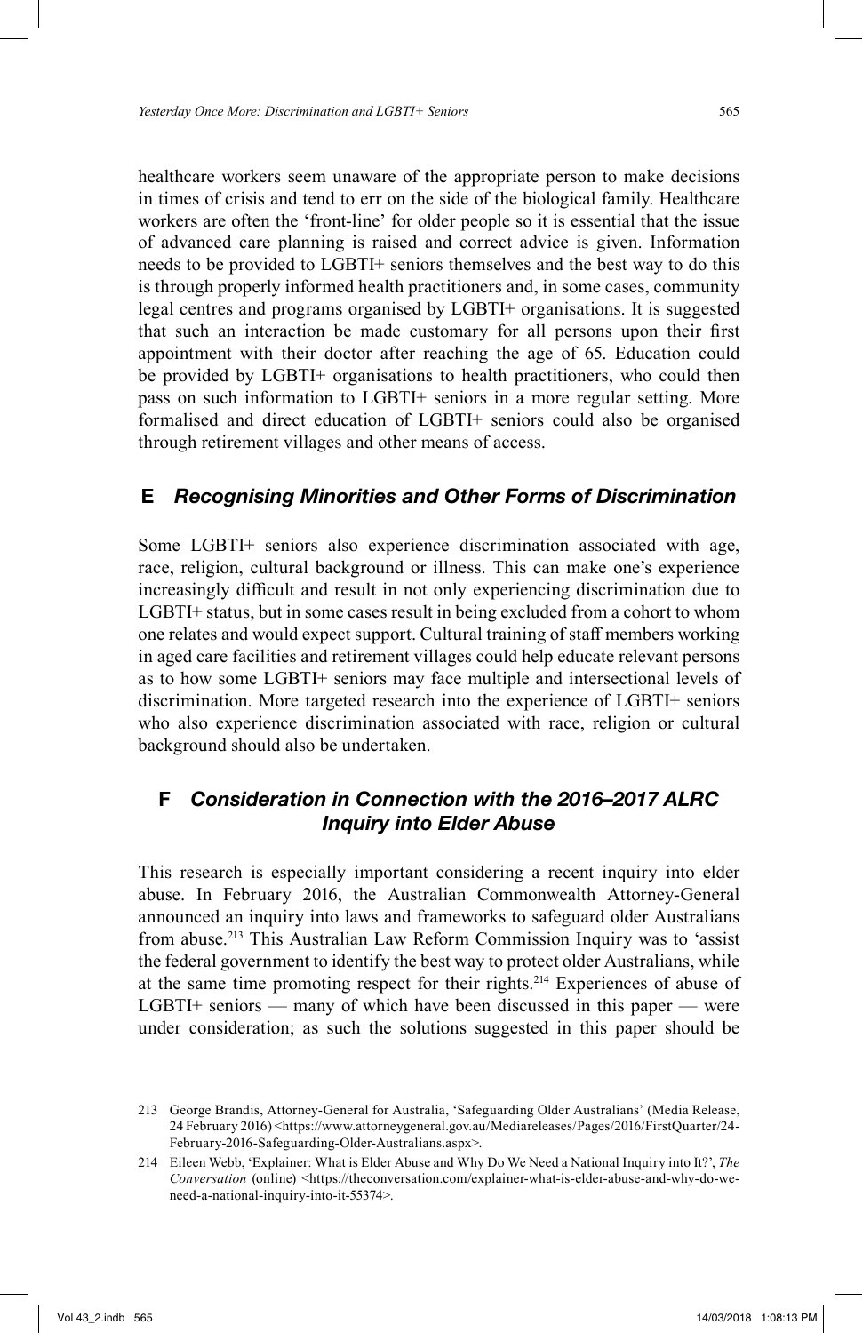healthcare workers seem unaware of the appropriate person to make decisions in times of crisis and tend to err on the side of the biological family. Healthcare workers are often the 'front-line' for older people so it is essential that the issue of advanced care planning is raised and correct advice is given. Information needs to be provided to LGBTI+ seniors themselves and the best way to do this is through properly informed health practitioners and, in some cases, community legal centres and programs organised by LGBTI+ organisations. It is suggested that such an interaction be made customary for all persons upon their first appointment with their doctor after reaching the age of 65. Education could be provided by LGBTI+ organisations to health practitioners, who could then pass on such information to LGBTI+ seniors in a more regular setting. More formalised and direct education of LGBTI+ seniors could also be organised through retirement villages and other means of access.

### E *Recognising Minorities and Other Forms of Discrimination*

Some LGBTI+ seniors also experience discrimination associated with age, race, religion, cultural background or illness. This can make one's experience increasingly difficult and result in not only experiencing discrimination due to LGBTI+ status, but in some cases result in being excluded from a cohort to whom one relates and would expect support. Cultural training of staff members working in aged care facilities and retirement villages could help educate relevant persons as to how some LGBTI+ seniors may face multiple and intersectional levels of discrimination. More targeted research into the experience of LGBTI+ seniors who also experience discrimination associated with race, religion or cultural background should also be undertaken.

### F *Consideration in Connection with the 2016–2017 ALRC Inquiry into Elder Abuse*

This research is especially important considering a recent inquiry into elder abuse. In February 2016, the Australian Commonwealth Attorney-General announced an inquiry into laws and frameworks to safeguard older Australians from abuse.[213] This Australian Law Reform Commission Inquiry was to 'assist the federal government to identify the best way to protect older Australians, while at the same time promoting respect for their rights.[214] Experiences of abuse of LGBTI+ seniors — many of which have been discussed in this paper — were under consideration; as such the solutions suggested in this paper should be

---

213 George Brandis, Attorney-General for Australia, 'Safeguarding Older Australians' (Media Release, 24 February 2016) <https://www.attorneygeneral.gov.au/Mediareleases/Pages/2016/FirstQuarter/24-February-2016-Safeguarding-Older-Australians.aspx>.

214 Eileen Webb, 'Explainer: What is Elder Abuse and Why Do We Need a National Inquiry into It?', *The Conversation* (online) <https://theconversation.com/explainer-what-is-elder-abuse-and-why-do-we-need-a-national-inquiry-into-it-55374>.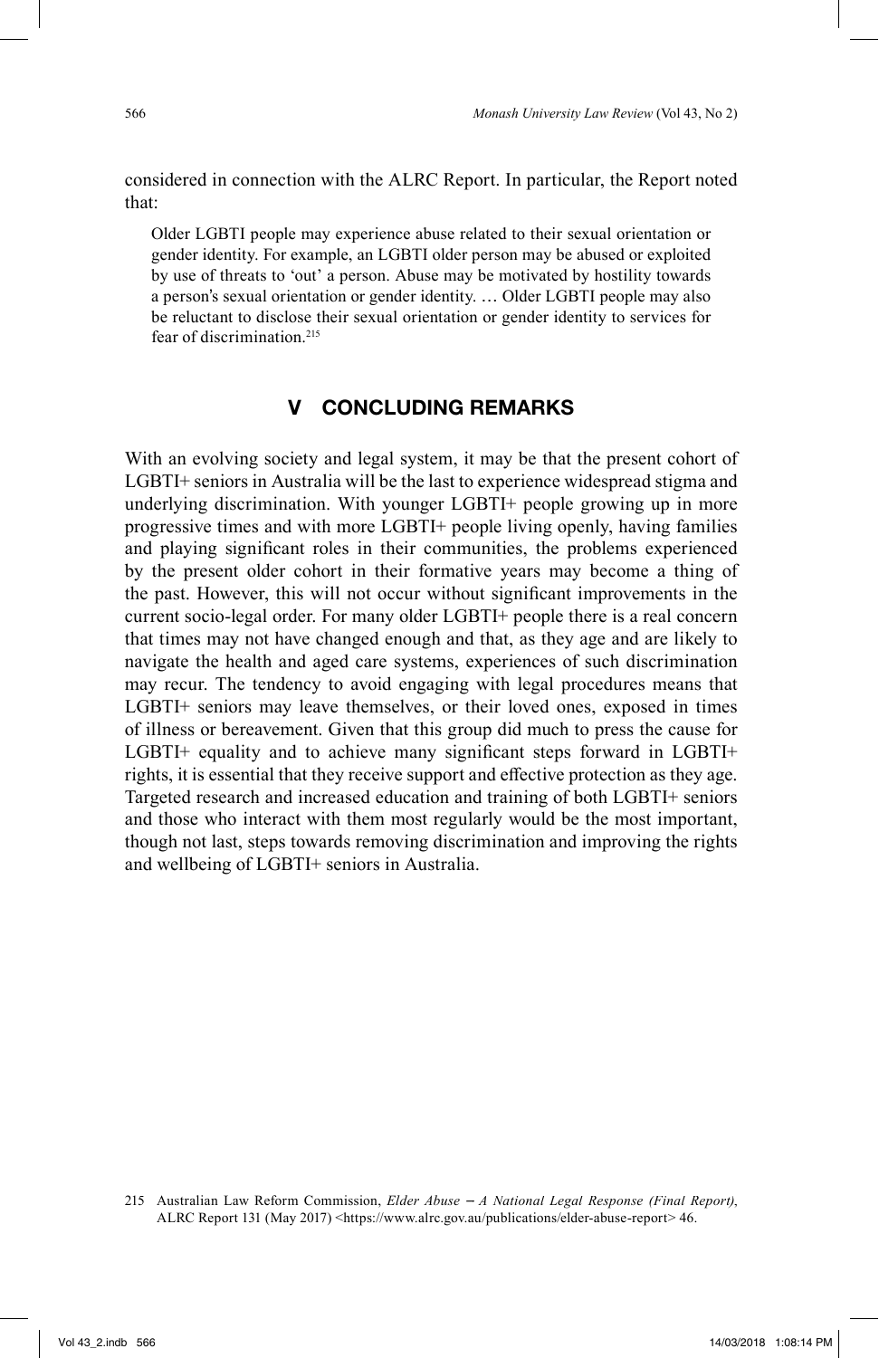considered in connection with the ALRC Report. In particular, the Report noted that:

> Older LGBTI people may experience abuse related to their sexual orientation or gender identity. For example, an LGBTI older person may be abused or exploited by use of threats to 'out' a person. Abuse may be motivated by hostility towards a person's sexual orientation or gender identity. … Older LGBTI people may also be reluctant to disclose their sexual orientation or gender identity to services for fear of discrimination.[215]

## V CONCLUDING REMARKS

With an evolving society and legal system, it may be that the present cohort of LGBTI+ seniors in Australia will be the last to experience widespread stigma and underlying discrimination. With younger LGBTI+ people growing up in more progressive times and with more LGBTI+ people living openly, having families and playing significant roles in their communities, the problems experienced by the present older cohort in their formative years may become a thing of the past. However, this will not occur without significant improvements in the current socio-legal order. For many older LGBTI+ people there is a real concern that times may not have changed enough and that, as they age and are likely to navigate the health and aged care systems, experiences of such discrimination may recur. The tendency to avoid engaging with legal procedures means that LGBTI+ seniors may leave themselves, or their loved ones, exposed in times of illness or bereavement. Given that this group did much to press the cause for LGBTI+ equality and to achieve many significant steps forward in LGBTI+ rights, it is essential that they receive support and effective protection as they age. Targeted research and increased education and training of both LGBTI+ seniors and those who interact with them most regularly would be the most important, though not last, steps towards removing discrimination and improving the rights and wellbeing of LGBTI+ seniors in Australia.

---

215 Australian Law Reform Commission, *Elder Abuse – A National Legal Response (Final Report)*, ALRC Report 131 (May 2017) <https://www.alrc.gov.au/publications/elder-abuse-report> 46.